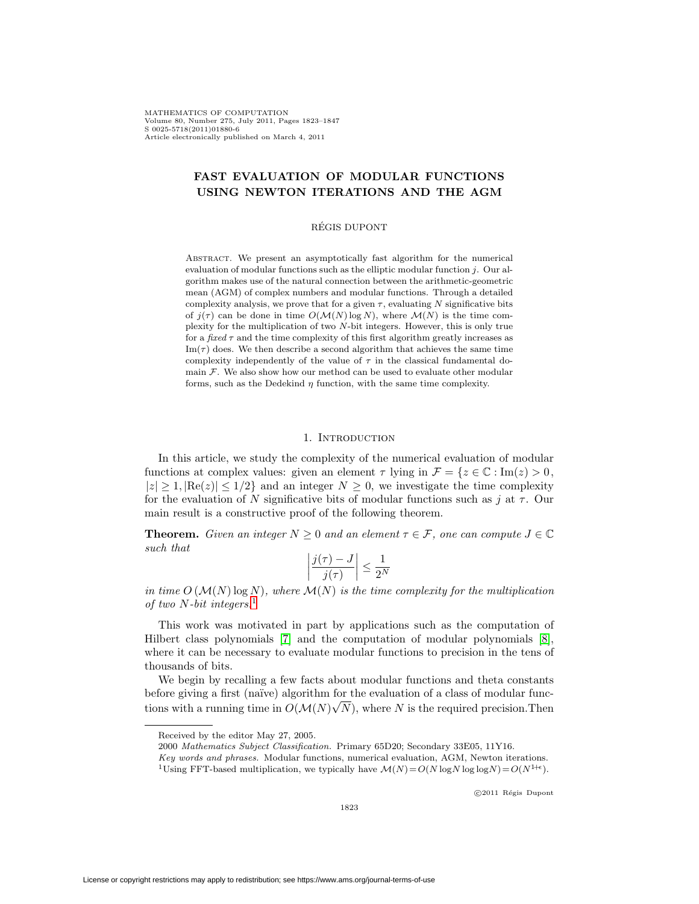# FAST EVALUATION OF MODULAR FUNCTIONS USING NEWTON ITERATIONS AND THE AGM

RÉGIS DUPONT

Abstract. We present an asymptotically fast algorithm for the numerical evaluation of modular functions such as the elliptic modular function $j$. Our algorithm makes use of the natural connection between the arithmetic-geometric mean (AGM) of complex numbers and modular functions. Through a detailed complexity analysis, we prove that for a given $\tau$, evaluating $N$ significative bits of $j(\tau)$ can be done in time $O(\mathcal{M}(N)\log N)$, where $\mathcal{M}(N)$ is the time complexity for the multiplication of two $N$-bit integers. However, this is only true for a *fixed* $\tau$ and the time complexity of this first algorithm greatly increases as $\mathrm{Im}(\tau)$ does. We then describe a second algorithm that achieves the same time complexity independently of the value of $\tau$ in the classical fundamental domain $\mathcal{F}$. We also show how our method can be used to evaluate other modular forms, such as the Dedekind $\eta$ function, with the same time complexity.

## 1. Introduction

In this article, we study the complexity of the numerical evaluation of modular functions at complex values: given an element $\tau$ lying in $\mathcal{F} = \{z \in \mathbb{C} : \mathrm{Im}(z) > 0, |z| \geq 1, |\mathrm{Re}(z)| \leq 1/2\}$ and an integer $N \geq 0$, we investigate the time complexity for the evaluation of $N$ significative bits of modular functions such as $j$ at $\tau$. Our main result is a constructive proof of the following theorem.

**Theorem.** *Given an integer $N \geq 0$ and an element $\tau \in \mathcal{F}$, one can compute $J \in \mathbb{C}$ such that*

$$\left|\frac{j(\tau) - J}{j(\tau)}\right| \leq \frac{1}{2^N}$$

*in time $O(\mathcal{M}(N)\log N)$, where $\mathcal{M}(N)$ is the time complexity for the multiplication of two $N$-bit integers.*[1]

This work was motivated in part by applications such as the computation of Hilbert class polynomials [7] and the computation of modular polynomials [8], where it can be necessary to evaluate modular functions to precision in the tens of thousands of bits.

We begin by recalling a few facts about modular functions and theta constants before giving a first (naïve) algorithm for the evaluation of a class of modular functions with a running time in $O(\mathcal{M}(N)\sqrt{N})$, where $N$ is the required precision. Then

---

Received by the editor May 27, 2005.

2000 *Mathematics Subject Classification.* Primary 65D20; Secondary 33E05, 11Y16.

*Key words and phrases.* Modular functions, numerical evaluation, AGM, Newton iterations.

[1] Using FFT-based multiplication, we typically have $\mathcal{M}(N) = O(N \log N \log\log N) = O(N^{1+\epsilon})$.

©2011 Régis Dupont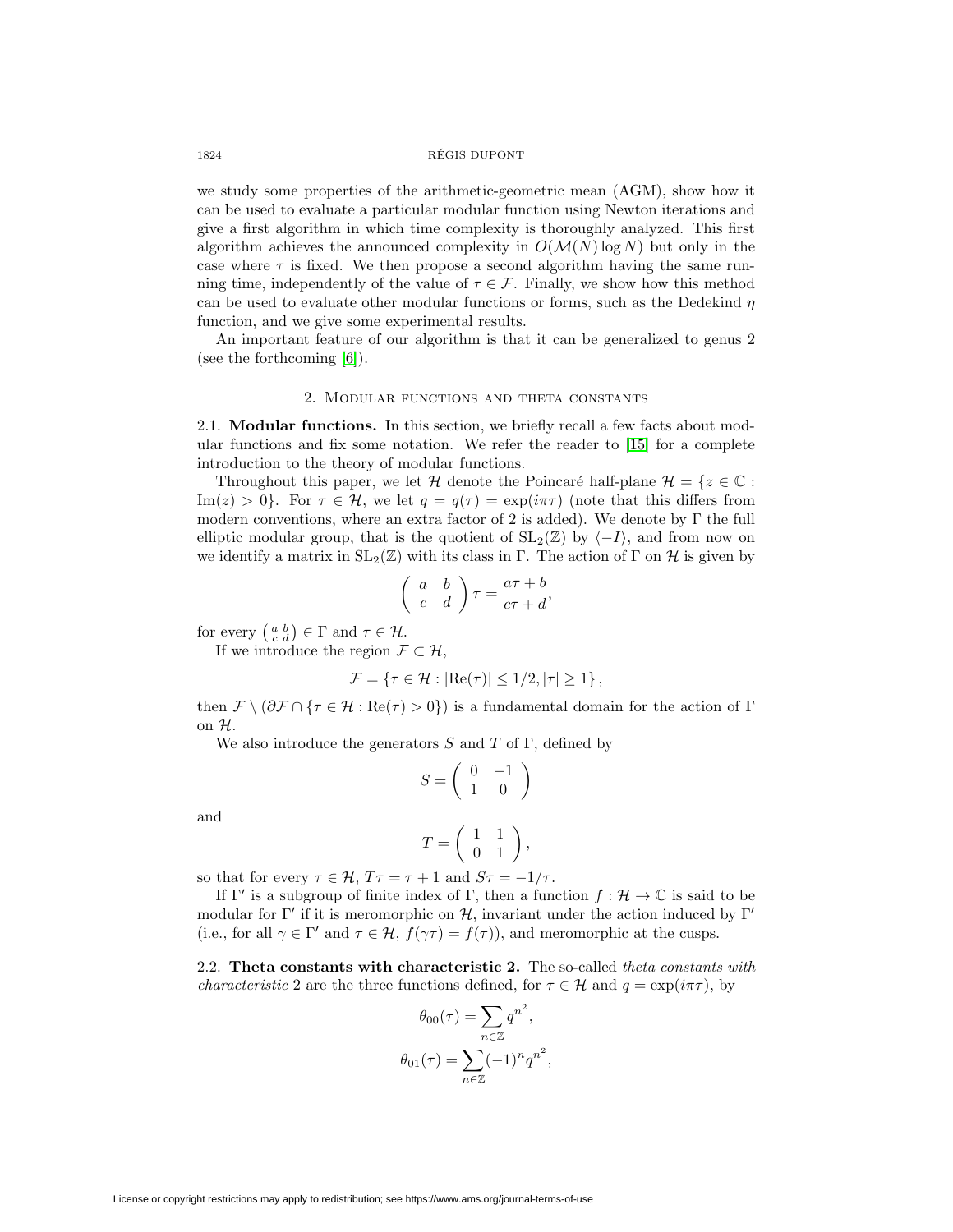we study some properties of the arithmetic-geometric mean (AGM), show how it can be used to evaluate a particular modular function using Newton iterations and give a first algorithm in which time complexity is thoroughly analyzed. This first algorithm achieves the announced complexity in $O(\mathcal{M}(N)\log N)$ but only in the case where $\tau$ is fixed. We then propose a second algorithm having the same running time, independently of the value of $\tau \in \mathcal{F}$. Finally, we show how this method can be used to evaluate other modular functions or forms, such as the Dedekind $\eta$ function, and we give some experimental results.

An important feature of our algorithm is that it can be generalized to genus 2 (see the forthcoming [6]).

## 2. Modular functions and theta constants

**2.1. Modular functions.** In this section, we briefly recall a few facts about modular functions and fix some notation. We refer the reader to [15] for a complete introduction to the theory of modular functions.

Throughout this paper, we let $\mathcal{H}$ denote the Poincaré half-plane $\mathcal{H} = \{z \in \mathbb{C} : \mathrm{Im}(z) > 0\}$. For $\tau \in \mathcal{H}$, we let $q = q(\tau) = \exp(i\pi\tau)$ (note that this differs from modern conventions, where an extra factor of 2 is added). We denote by $\Gamma$ the full elliptic modular group, that is the quotient of $\mathrm{SL}_2(\mathbb{Z})$ by $\langle -I \rangle$, and from now on we identify a matrix in $\mathrm{SL}_2(\mathbb{Z})$ with its class in $\Gamma$. The action of $\Gamma$ on $\mathcal{H}$ is given by

$$\begin{pmatrix} a & b \\ c & d \end{pmatrix} \tau = \frac{a\tau + b}{c\tau + d},$$

for every $\left(\begin{smallmatrix} a & b \\ c & d \end{smallmatrix}\right) \in \Gamma$ and $\tau \in \mathcal{H}$.

If we introduce the region $\mathcal{F} \subset \mathcal{H}$,

$$\mathcal{F} = \{\tau \in \mathcal{H} : |\mathrm{Re}(\tau)| \leq 1/2, |\tau| \geq 1\},$$

then $\mathcal{F} \setminus (\partial\mathcal{F} \cap \{\tau \in \mathcal{H} : \mathrm{Re}(\tau) > 0\})$ is a fundamental domain for the action of $\Gamma$ on $\mathcal{H}$.

We also introduce the generators $S$ and $T$ of $\Gamma$, defined by

$$S = \begin{pmatrix} 0 & -1 \\ 1 & 0 \end{pmatrix}$$

and

$$T = \begin{pmatrix} 1 & 1 \\ 0 & 1 \end{pmatrix},$$

so that for every $\tau \in \mathcal{H}$, $T\tau = \tau + 1$ and $S\tau = -1/\tau$.

If $\Gamma'$ is a subgroup of finite index of $\Gamma$, then a function $f : \mathcal{H} \to \mathbb{C}$ is said to be modular for $\Gamma'$ if it is meromorphic on $\mathcal{H}$, invariant under the action induced by $\Gamma'$ (i.e., for all $\gamma \in \Gamma'$ and $\tau \in \mathcal{H}$, $f(\gamma\tau) = f(\tau)$), and meromorphic at the cusps.

**2.2. Theta constants with characteristic 2.** The so-called *theta constants with characteristic* 2 are the three functions defined, for $\tau \in \mathcal{H}$ and $q = \exp(i\pi\tau)$, by

$$\theta_{00}(\tau) = \sum_{n\in\mathbb{Z}} q^{n^2},$$

$$\theta_{01}(\tau) = \sum_{n\in\mathbb{Z}} (-1)^n q^{n^2},$$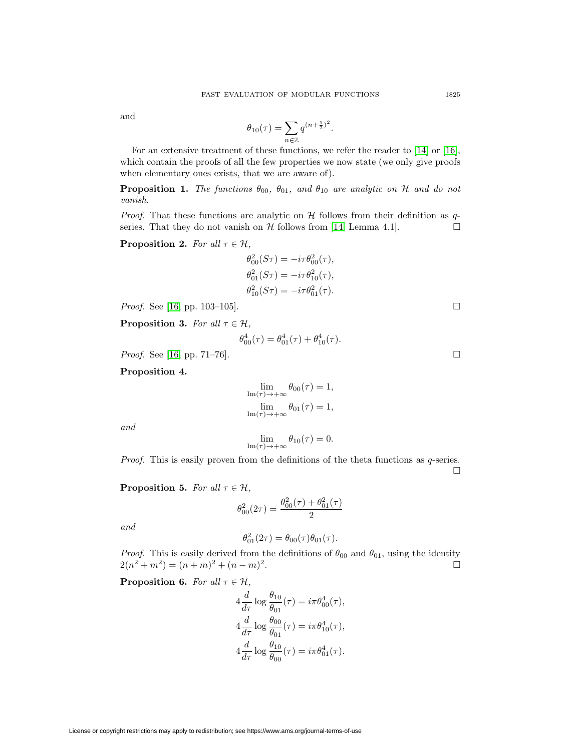and

$$\theta_{10}(\tau) = \sum_{n\in\mathbb{Z}} q^{(n+\frac{1}{2})^2}.$$

For an extensive treatment of these functions, we refer the reader to [14] or [16], which contain the proofs of all the few properties we now state (we only give proofs when elementary ones exists, that we are aware of).

**Proposition 1.** *The functions $\theta_{00}$, $\theta_{01}$, and $\theta_{10}$ are analytic on $\mathcal{H}$ and do not vanish.*

*Proof.* That these functions are analytic on $\mathcal{H}$ follows from their definition as $q$-series. That they do not vanish on $\mathcal{H}$ follows from [14, Lemma 4.1]. □

**Proposition 2.** *For all $\tau \in \mathcal{H}$,*

$$\theta_{00}^2(S\tau) = -i\tau\theta_{00}^2(\tau),$$
$$\theta_{01}^2(S\tau) = -i\tau\theta_{10}^2(\tau),$$
$$\theta_{10}^2(S\tau) = -i\tau\theta_{01}^2(\tau).$$

*Proof.* See [16, pp. 103–105]. □

**Proposition 3.** *For all $\tau \in \mathcal{H}$,*

$$\theta_{00}^4(\tau) = \theta_{01}^4(\tau) + \theta_{10}^4(\tau).$$

*Proof.* See [16, pp. 71–76]. □

**Proposition 4.**

$$\lim_{\mathrm{Im}(\tau)\to+\infty} \theta_{00}(\tau) = 1,$$
$$\lim_{\mathrm{Im}(\tau)\to+\infty} \theta_{01}(\tau) = 1,$$

*and*

$$\lim_{\mathrm{Im}(\tau)\to+\infty} \theta_{10}(\tau) = 0.$$

*Proof.* This is easily proven from the definitions of the theta functions as $q$-series. □

**Proposition 5.** *For all $\tau \in \mathcal{H}$,*

$$\theta_{00}^2(2\tau) = \frac{\theta_{00}^2(\tau) + \theta_{01}^2(\tau)}{2}$$

*and*

$$\theta_{01}^2(2\tau) = \theta_{00}(\tau)\theta_{01}(\tau).$$

*Proof.* This is easily derived from the definitions of $\theta_{00}$ and $\theta_{01}$, using the identity $2(n^2 + m^2) = (n+m)^2 + (n-m)^2$. □

**Proposition 6.** *For all $\tau \in \mathcal{H}$,*

$$4\frac{d}{d\tau}\log\frac{\theta_{10}}{\theta_{01}}(\tau) = i\pi\theta_{00}^4(\tau),$$
$$4\frac{d}{d\tau}\log\frac{\theta_{00}}{\theta_{01}}(\tau) = i\pi\theta_{10}^4(\tau),$$
$$4\frac{d}{d\tau}\log\frac{\theta_{10}}{\theta_{00}}(\tau) = i\pi\theta_{01}^4(\tau).$$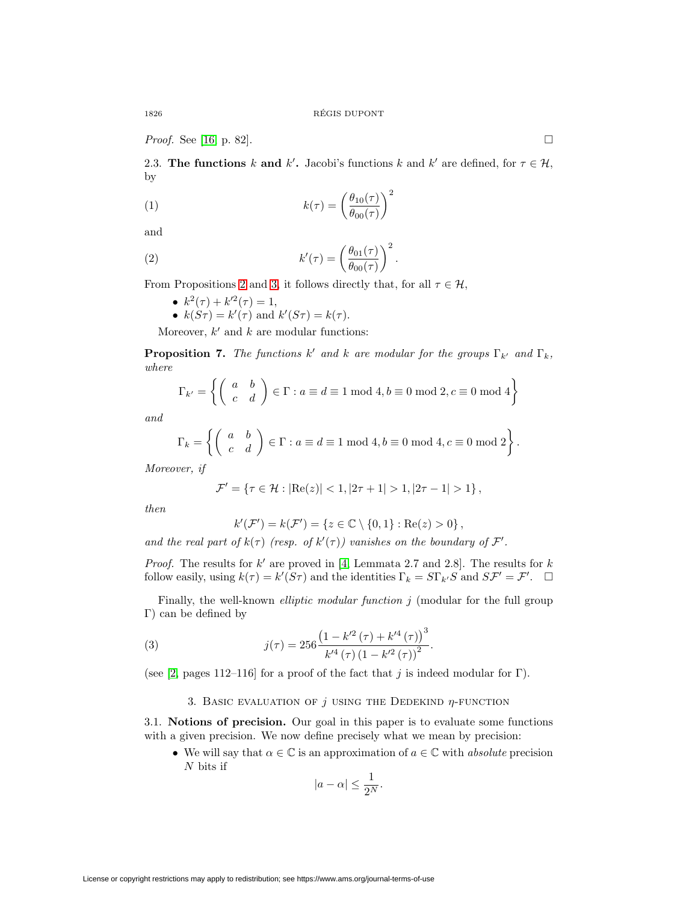*Proof.* See [16, p. 82]. □

**2.3. The functions $k$ and $k'$.** Jacobi's functions $k$ and $k'$ are defined, for $\tau \in \mathcal{H}$, by

$$k(\tau) = \left(\frac{\theta_{10}(\tau)}{\theta_{00}(\tau)}\right)^2 \tag{1}$$

and

$$k'(\tau) = \left(\frac{\theta_{01}(\tau)}{\theta_{00}(\tau)}\right)^2. \tag{2}$$

From Propositions 2 and 3, it follows directly that, for all $\tau \in \mathcal{H}$,

- $k^2(\tau) + k'^2(\tau) = 1$,
- $k(S\tau) = k'(\tau)$ and $k'(S\tau) = k(\tau)$.

Moreover, $k'$ and $k$ are modular functions:

**Proposition 7.** *The functions $k'$ and $k$ are modular for the groups $\Gamma_{k'}$ and $\Gamma_k$, where*

$$\Gamma_{k'} = \left\{ \left( \begin{array}{cc} a & b \\ c & d \end{array} \right) \in \Gamma : a \equiv d \equiv 1 \bmod 4, b \equiv 0 \bmod 2, c \equiv 0 \bmod 4 \right\}$$

*and*

$$\Gamma_{k} = \left\{ \left( \begin{array}{cc} a & b \\ c & d \end{array} \right) \in \Gamma : a \equiv d \equiv 1 \bmod 4, b \equiv 0 \bmod 4, c \equiv 0 \bmod 2 \right\}.$$

*Moreover, if*

$$\mathcal{F}' = \left\{ \tau \in \mathcal{H} : |\mathrm{Re}(z)| < 1, |2\tau + 1| > 1, |2\tau - 1| > 1 \right\},$$

*then*

$$k'(\mathcal{F}') = k(\mathcal{F}') = \left\{ z \in \mathbb{C} \setminus \{0, 1\} : \mathrm{Re}(z) > 0 \right\},$$

*and the real part of $k(\tau)$ (resp. of $k'(\tau)$) vanishes on the boundary of $\mathcal{F}'$.*

*Proof.* The results for $k'$ are proved in [4, Lemmata 2.7 and 2.8]. The results for $k$ follow easily, using $k(\tau) = k'(S\tau)$ and the identities $\Gamma_k = S\Gamma_{k'}S$ and $S\mathcal{F}' = \mathcal{F}'$. □

Finally, the well-known *elliptic modular function* $j$ (modular for the full group $\Gamma$) can be defined by

$$j(\tau) = 256 \frac{\left(1 - k'^2(\tau) + k'^4(\tau)\right)^3}{k'^4(\tau)\left(1 - k'^2(\tau)\right)^2}. \tag{3}$$

(see [2, pages 112–116] for a proof of the fact that $j$ is indeed modular for $\Gamma$).

## 3. Basic evaluation of $j$ using the Dedekind $\eta$-function

**3.1. Notions of precision.** Our goal in this paper is to evaluate some functions with a given precision. We now define precisely what we mean by precision:

- We will say that $\alpha \in \mathbb{C}$ is an approximation of $a \in \mathbb{C}$ with *absolute* precision $N$ bits if

$$|a - \alpha| \leq \frac{1}{2^N}.$$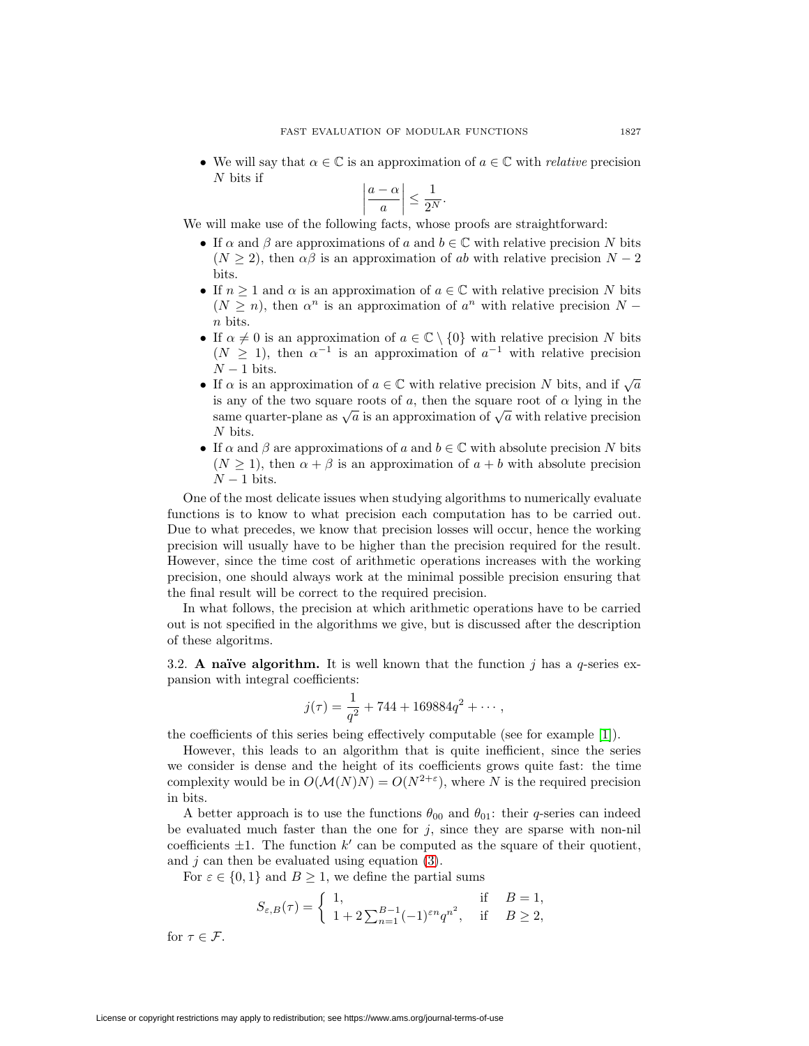- We will say that $\alpha \in \mathbb{C}$ is an approximation of $a \in \mathbb{C}$ with *relative* precision $N$ bits if

$$\left|\frac{a-\alpha}{a}\right| \leq \frac{1}{2^N}.$$

We will make use of the following facts, whose proofs are straightforward:

- If $\alpha$ and $\beta$ are approximations of $a$ and $b \in \mathbb{C}$ with relative precision $N$ bits ($N \geq 2$), then $\alpha\beta$ is an approximation of $ab$ with relative precision $N-2$ bits.
- If $n \geq 1$ and $\alpha$ is an approximation of $a \in \mathbb{C}$ with relative precision $N$ bits ($N \geq n$), then $\alpha^n$ is an approximation of $a^n$ with relative precision $N - n$ bits.
- If $\alpha \neq 0$ is an approximation of $a \in \mathbb{C} \setminus \{0\}$ with relative precision $N$ bits ($N \geq 1$), then $\alpha^{-1}$ is an approximation of $a^{-1}$ with relative precision $N-1$ bits.
- If $\alpha$ is an approximation of $a \in \mathbb{C}$ with relative precision $N$ bits, and if $\sqrt{a}$ is any of the two square roots of $a$, then the square root of $\alpha$ lying in the same quarter-plane as $\sqrt{a}$ is an approximation of $\sqrt{a}$ with relative precision $N$ bits.
- If $\alpha$ and $\beta$ are approximations of $a$ and $b \in \mathbb{C}$ with absolute precision $N$ bits ($N \geq 1$), then $\alpha + \beta$ is an approximation of $a+b$ with absolute precision $N-1$ bits.

One of the most delicate issues when studying algorithms to numerically evaluate functions is to know to what precision each computation has to be carried out. Due to what precedes, we know that precision losses will occur, hence the working precision will usually have to be higher than the precision required for the result. However, since the time cost of arithmetic operations increases with the working precision, one should always work at the minimal possible precision ensuring that the final result will be correct to the required precision.

In what follows, the precision at which arithmetic operations have to be carried out is not specified in the algorithms we give, but is discussed after the description of these algoritms.

3.2. **A naïve algorithm.** It is well known that the function $j$ has a $q$-series expansion with integral coefficients:

$$j(\tau) = \frac{1}{q^2} + 744 + 169884q^2 + \cdots,$$

the coefficients of this series being effectively computable (see for example [1]).

However, this leads to an algorithm that is quite inefficient, since the series we consider is dense and the height of its coefficients grows quite fast: the time complexity would be in $O(\mathcal{M}(N)N) = O(N^{2+\varepsilon})$, where $N$ is the required precision in bits.

A better approach is to use the functions $\theta_{00}$ and $\theta_{01}$: their $q$-series can indeed be evaluated much faster than the one for $j$, since they are sparse with non-nil coefficients $\pm 1$. The function $k'$ can be computed as the square of their quotient, and $j$ can then be evaluated using equation (3).

For $\varepsilon \in \{0,1\}$ and $B \geq 1$, we define the partial sums

$$S_{\varepsilon,B}(\tau) = \begin{cases} 1, & \text{if} \quad B = 1, \\ 1 + 2\sum_{n=1}^{B-1}(-1)^{\varepsilon n} q^{n^2}, & \text{if} \quad B \geq 2, \end{cases}$$

for $\tau \in \mathcal{F}$.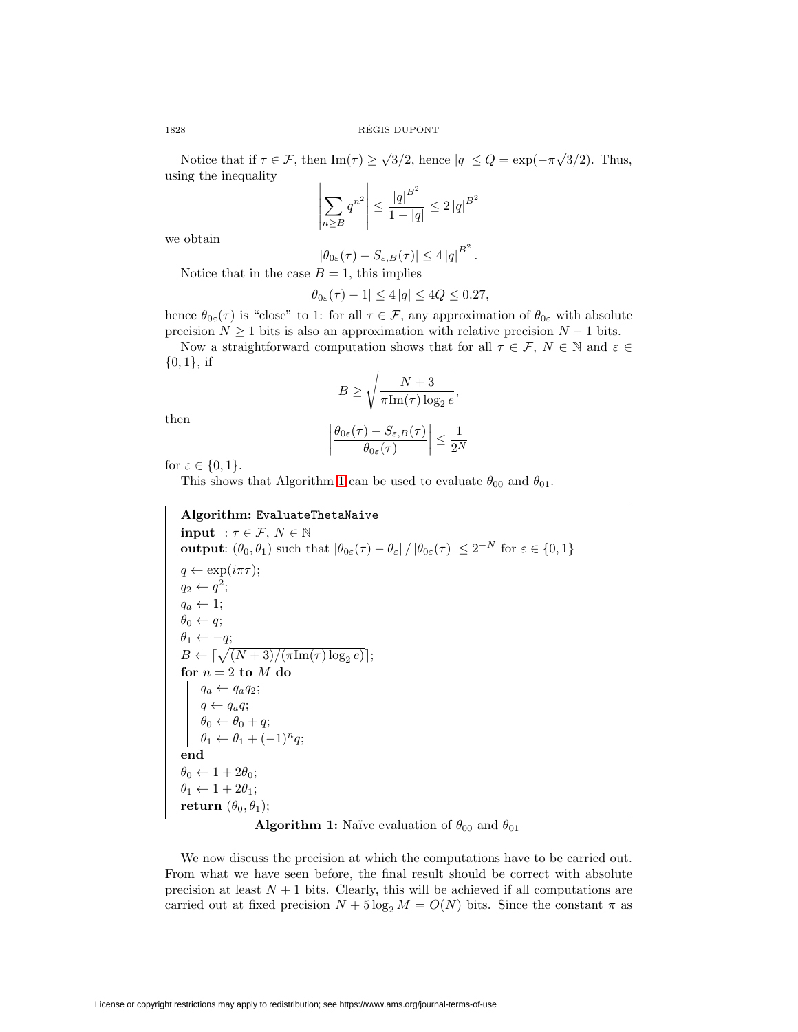Notice that if $\tau \in \mathcal{F}$, then $\mathrm{Im}(\tau) \geq \sqrt{3}/2$, hence $|q| \leq Q = \exp(-\pi\sqrt{3}/2)$. Thus, using the inequality

$$\left|\sum_{n \geq B} q^{n^2}\right| \leq \frac{|q|^{B^2}}{1-|q|} \leq 2\,|q|^{B^2}$$

we obtain

$$|\theta_{0\varepsilon}(\tau) - S_{\varepsilon,B}(\tau)| \leq 4\,|q|^{B^2}.$$

Notice that in the case $B = 1$, this implies

$$|\theta_{0\varepsilon}(\tau) - 1| \leq 4\,|q| \leq 4Q \leq 0.27,$$

hence $\theta_{0\varepsilon}(\tau)$ is "close" to 1: for all $\tau \in \mathcal{F}$, any approximation of $\theta_{0\varepsilon}$ with absolute precision $N \geq 1$ bits is also an approximation with relative precision $N-1$ bits.

Now a straightforward computation shows that for all $\tau \in \mathcal{F}$, $N \in \mathbb{N}$ and $\varepsilon \in \{0,1\}$, if

$$B \geq \sqrt{\frac{N+3}{\pi \mathrm{Im}(\tau)\log_2 e}},$$

then

$$\left|\frac{\theta_{0\varepsilon}(\tau) - S_{\varepsilon,B}(\tau)}{\theta_{0\varepsilon}(\tau)}\right| \leq \frac{1}{2^N}$$

for $\varepsilon \in \{0,1\}$.

This shows that Algorithm 1 can be used to evaluate $\theta_{00}$ and $\theta_{01}$.

```
Algorithm: EvaluateThetaNaive
input  : τ ∈ F, N ∈ ℕ
output: (θ0, θ1) such that |θ0ε(τ) − θε| / |θ0ε(τ)| ≤ 2^(−N) for ε ∈ {0,1}
q ← exp(iπτ);
q2 ← q^2;
qa ← 1;
θ0 ← q;
θ1 ← −q;
B ← ⌈√((N+3)/(πIm(τ) log2 e))⌉;
for n = 2 to M do
    qa ← qa q2;
    q ← qa q;
    θ0 ← θ0 + q;
    θ1 ← θ1 + (−1)^n q;
end
θ0 ← 1 + 2θ0;
θ1 ← 1 + 2θ1;
return (θ0, θ1);
```

**Algorithm 1:** Naïve evaluation of $\theta_{00}$ and $\theta_{01}$

We now discuss the precision at which the computations have to be carried out. From what we have seen before, the final result should be correct with absolute precision at least $N+1$ bits. Clearly, this will be achieved if all computations are carried out at fixed precision $N + 5\log_2 M = O(N)$ bits. Since the constant $\pi$ as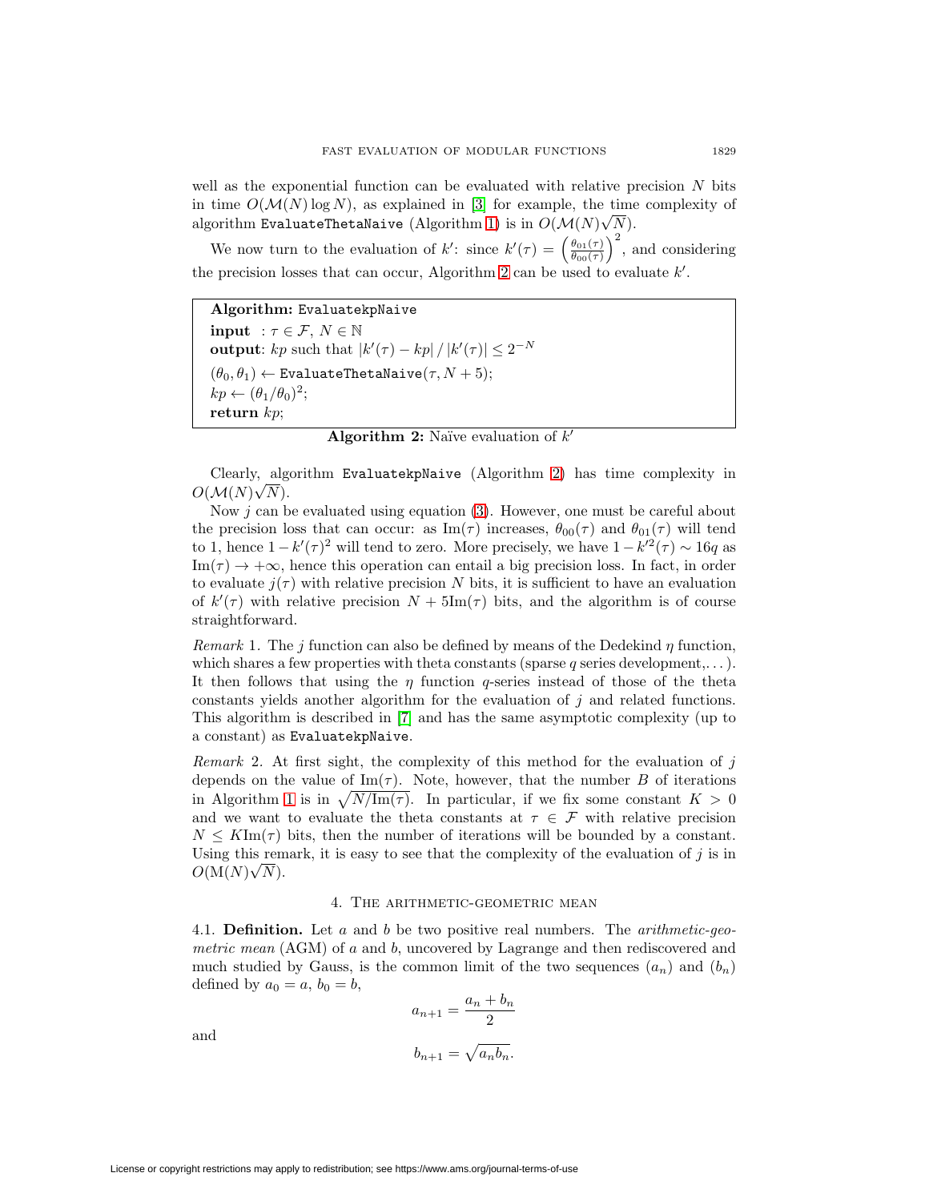well as the exponential function can be evaluated with relative precision $N$ bits in time $O(\mathcal{M}(N)\log N)$, as explained in [3] for example, the time complexity of algorithm `EvaluateThetaNaive` (Algorithm 1) is in $O(\mathcal{M}(N)\sqrt{N})$.

We now turn to the evaluation of $k'$: since $k'(\tau) = \left(\frac{\theta_{01}(\tau)}{\theta_{00}(\tau)}\right)^2$, and considering the precision losses that can occur, Algorithm 2 can be used to evaluate $k'$.

```
Algorithm: EvaluatekpNaive
input  : τ ∈ F, N ∈ ℕ
output: kp such that |k'(τ) − kp| / |k'(τ)| ≤ 2^{−N}
(θ_0, θ_1) ← EvaluateThetaNaive(τ, N + 5);
kp ← (θ_1/θ_0)^2;
return kp;
```

**Algorithm 2:** Naïve evaluation of $k'$

Clearly, algorithm `EvaluatekpNaive` (Algorithm 2) has time complexity in $O(\mathcal{M}(N)\sqrt{N})$.

Now $j$ can be evaluated using equation (3). However, one must be careful about the precision loss that can occur: as $\text{Im}(\tau)$ increases, $\theta_{00}(\tau)$ and $\theta_{01}(\tau)$ will tend to 1, hence $1-k'(\tau)^2$ will tend to zero. More precisely, we have $1-k'^2(\tau) \sim 16q$ as $\text{Im}(\tau) \to +\infty$, hence this operation can entail a big precision loss. In fact, in order to evaluate $j(\tau)$ with relative precision $N$ bits, it is sufficient to have an evaluation of $k'(\tau)$ with relative precision $N + 5\text{Im}(\tau)$ bits, and the algorithm is of course straightforward.

*Remark* 1. The $j$ function can also be defined by means of the Dedekind $\eta$ function, which shares a few properties with theta constants (sparse $q$ series development,...). It then follows that using the $\eta$ function $q$-series instead of those of the theta constants yields another algorithm for the evaluation of $j$ and related functions. This algorithm is described in [7] and has the same asymptotic complexity (up to a constant) as `EvaluatekpNaive`.

*Remark* 2. At first sight, the complexity of this method for the evaluation of $j$ depends on the value of $\text{Im}(\tau)$. Note, however, that the number $B$ of iterations in Algorithm 1 is in $\sqrt{N/\text{Im}(\tau)}$. In particular, if we fix some constant $K > 0$ and we want to evaluate the theta constants at $\tau \in \mathcal{F}$ with relative precision $N \leq K\text{Im}(\tau)$ bits, then the number of iterations will be bounded by a constant. Using this remark, it is easy to see that the complexity of the evaluation of $j$ is in $O(\text{M}(N)\sqrt{N})$.

## 4. The arithmetic-geometric mean

4.1. **Definition.** Let $a$ and $b$ be two positive real numbers. The *arithmetic-geometric mean* (AGM) of $a$ and $b$, uncovered by Lagrange and then rediscovered and much studied by Gauss, is the common limit of the two sequences $(a_n)$ and $(b_n)$ defined by $a_0 = a$, $b_0 = b$,

$$a_{n+1} = \frac{a_n + b_n}{2}$$

and

$$b_{n+1} = \sqrt{a_n b_n}.$$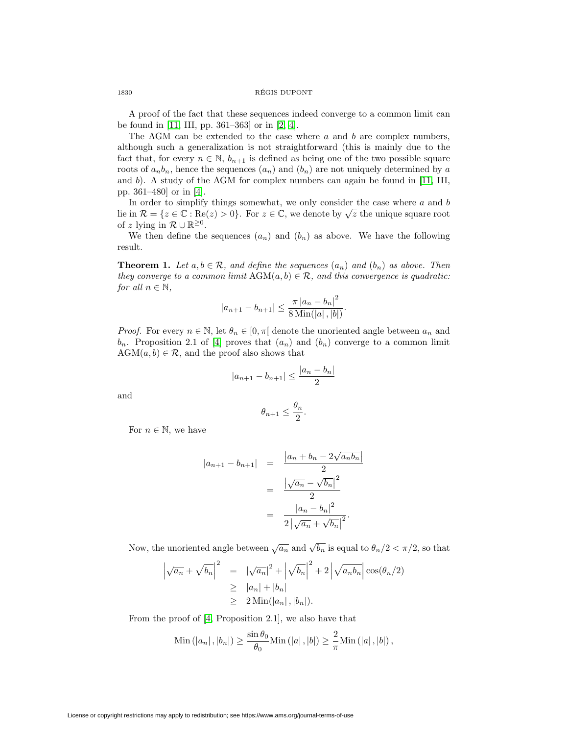A proof of the fact that these sequences indeed converge to a common limit can be found in [11, III, pp. 361–363] or in [2, 4].

The AGM can be extended to the case where $a$ and $b$ are complex numbers, although such a generalization is not straightforward (this is mainly due to the fact that, for every $n \in \mathbb{N}$, $b_{n+1}$ is defined as being one of the two possible square roots of $a_n b_n$, hence the sequences $(a_n)$ and $(b_n)$ are not uniquely determined by $a$ and $b$). A study of the AGM for complex numbers can again be found in [11, III, pp. 361–480] or in [4].

In order to simplify things somewhat, we only consider the case where $a$ and $b$ lie in $\mathcal{R} = \{z \in \mathbb{C} : \mathrm{Re}(z) > 0\}$. For $z \in \mathbb{C}$, we denote by $\sqrt{z}$ the unique square root of $z$ lying in $\mathcal{R} \cup \mathbb{R}^{\geq 0}$.

We then define the sequences $(a_n)$ and $(b_n)$ as above. We have the following result.

**Theorem 1.** *Let $a, b \in \mathcal{R}$, and define the sequences $(a_n)$ and $(b_n)$ as above. Then they converge to a common limit $\mathrm{AGM}(a,b) \in \mathcal{R}$, and this convergence is quadratic: for all $n \in \mathbb{N}$,*

$$|a_{n+1} - b_{n+1}| \leq \frac{\pi \left|a_n - b_n\right|^2}{8 \, \mathrm{Min}(|a|, |b|)}.$$

*Proof.* For every $n \in \mathbb{N}$, let $\theta_n \in [0, \pi[$ denote the unoriented angle between $a_n$ and $b_n$. Proposition 2.1 of [4] proves that $(a_n)$ and $(b_n)$ converge to a common limit $\mathrm{AGM}(a,b) \in \mathcal{R}$, and the proof also shows that

$$|a_{n+1} - b_{n+1}| \leq \frac{|a_n - b_n|}{2}$$

and

$$\theta_{n+1} \leq \frac{\theta_n}{2}.$$

For $n \in \mathbb{N}$, we have

$$\begin{aligned} |a_{n+1} - b_{n+1}| &= \frac{\left|a_n + b_n - 2\sqrt{a_n b_n}\right|}{2} \\ &= \frac{\left|\sqrt{a_n} - \sqrt{b_n}\right|^2}{2} \\ &= \frac{\left|a_n - b_n\right|^2}{2\left|\sqrt{a_n} + \sqrt{b_n}\right|^2}. \end{aligned}$$

Now, the unoriented angle between $\sqrt{a_n}$ and $\sqrt{b_n}$ is equal to $\theta_n/2 < \pi/2$, so that

$$\begin{aligned} \left|\sqrt{a_n} + \sqrt{b_n}\right|^2 &= \left|\sqrt{a_n}\right|^2 + \left|\sqrt{b_n}\right|^2 + 2\left|\sqrt{a_n b_n}\right| \cos(\theta_n/2) \\ &\geq |a_n| + |b_n| \\ &\geq 2\,\mathrm{Min}(|a_n|, |b_n|). \end{aligned}$$

From the proof of [4, Proposition 2.1], we also have that

$$\mathrm{Min}\left(|a_n|, |b_n|\right) \geq \frac{\sin\theta_0}{\theta_0} \mathrm{Min}\left(|a|, |b|\right) \geq \frac{2}{\pi} \mathrm{Min}\left(|a|, |b|\right),$$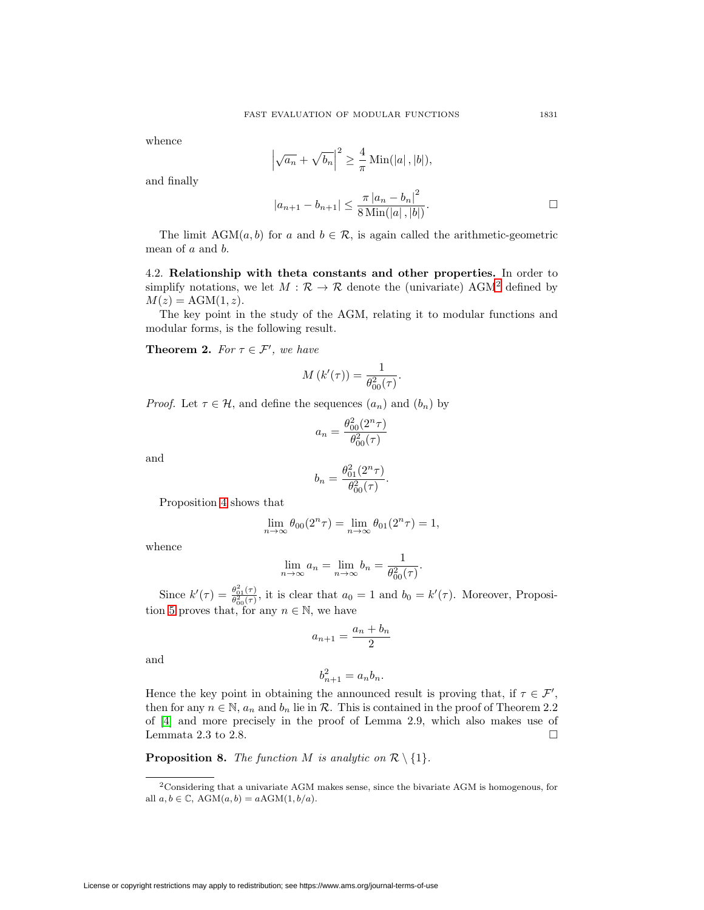whence

$$\left|\sqrt{a_n} + \sqrt{b_n}\right|^2 \geq \frac{4}{\pi}\,\mathrm{Min}(|a|\,,|b|),$$

and finally

$$|a_{n+1} - b_{n+1}| \leq \frac{\pi\,|a_n - b_n|^2}{8\,\mathrm{Min}(|a|\,,|b|)}. \qquad \square$$

The limit $\mathrm{AGM}(a, b)$ for $a$ and $b \in \mathcal{R}$, is again called the arithmetic-geometric mean of $a$ and $b$.

4.2. **Relationship with theta constants and other properties.** In order to simplify notations, we let $M : \mathcal{R} \to \mathcal{R}$ denote the (univariate) AGM[2] defined by $M(z) = \mathrm{AGM}(1, z)$.

The key point in the study of the AGM, relating it to modular functions and modular forms, is the following result.

**Theorem 2.** *For $\tau \in \mathcal{F}'$, we have*

$$M\left(k'(\tau)\right) = \frac{1}{\theta_{00}^2(\tau)}.$$

*Proof.* Let $\tau \in \mathcal{H}$, and define the sequences $(a_n)$ and $(b_n)$ by

$$a_n = \frac{\theta_{00}^2(2^n\tau)}{\theta_{00}^2(\tau)}$$

and

$$b_n = \frac{\theta_{01}^2(2^n\tau)}{\theta_{00}^2(\tau)}.$$

Proposition 4 shows that

$$\lim_{n\to\infty} \theta_{00}(2^n\tau) = \lim_{n\to\infty} \theta_{01}(2^n\tau) = 1,$$

whence

$$\lim_{n\to\infty} a_n = \lim_{n\to\infty} b_n = \frac{1}{\theta_{00}^2(\tau)}.$$

Since $k'(\tau) = \frac{\theta_{01}^2(\tau)}{\theta_{00}^2(\tau)}$, it is clear that $a_0 = 1$ and $b_0 = k'(\tau)$. Moreover, Proposition 5 proves that, for any $n \in \mathbb{N}$, we have

$$a_{n+1} = \frac{a_n + b_n}{2}$$

and

$$b_{n+1}^2 = a_n b_n.$$

Hence the key point in obtaining the announced result is proving that, if $\tau \in \mathcal{F}'$, then for any $n \in \mathbb{N}$, $a_n$ and $b_n$ lie in $\mathcal{R}$. This is contained in the proof of Theorem 2.2 of [4] and more precisely in the proof of Lemma 2.9, which also makes use of Lemmata 2.3 to 2.8. $\square$

**Proposition 8.** *The function $M$ is analytic on $\mathcal{R} \setminus \{1\}$.*

[2] Considering that a univariate AGM makes sense, since the bivariate AGM is homogenous, for all $a, b \in \mathbb{C}$, $\mathrm{AGM}(a, b) = a\mathrm{AGM}(1, b/a)$.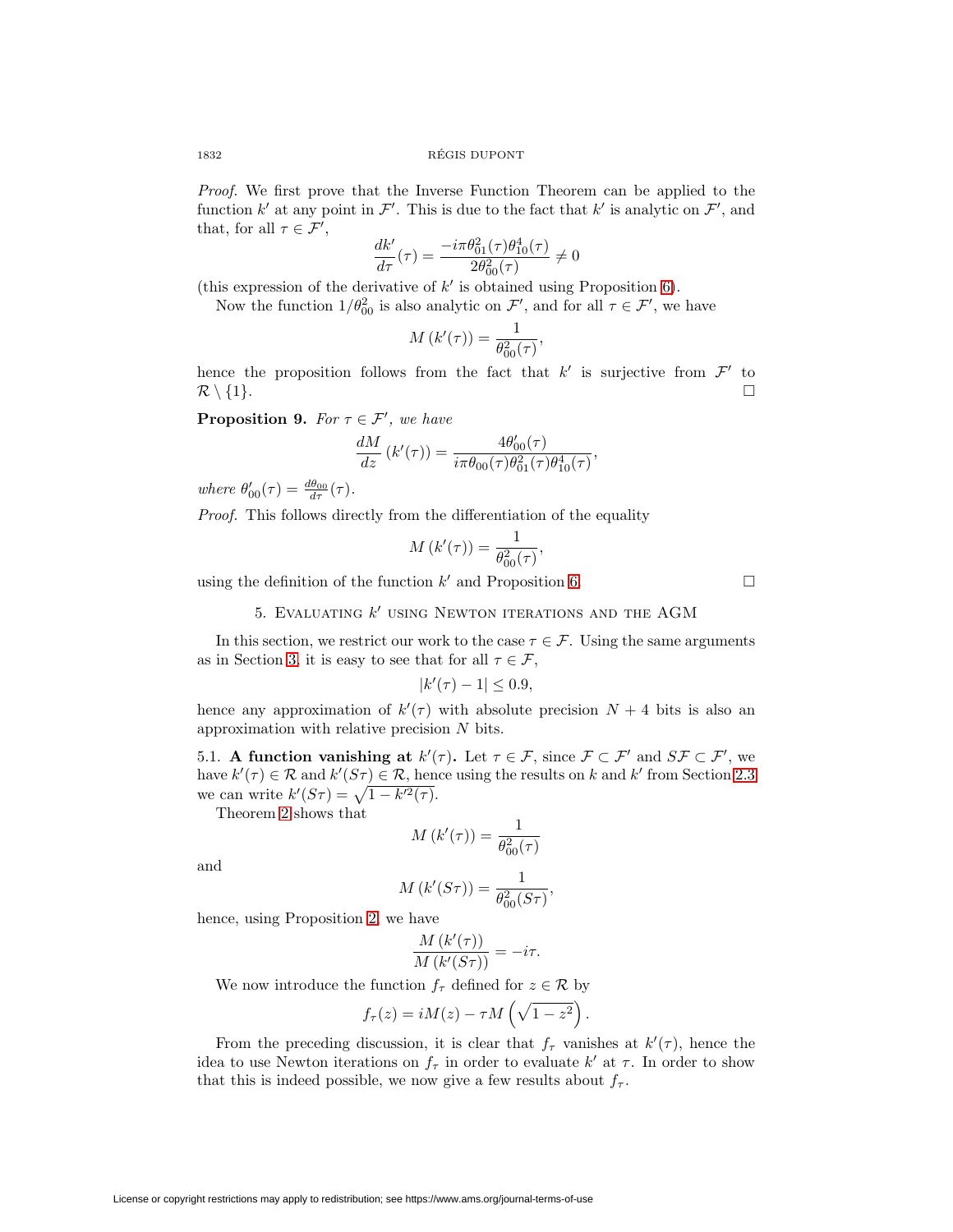*Proof.* We first prove that the Inverse Function Theorem can be applied to the function $k'$ at any point in $\mathcal{F}'$. This is due to the fact that $k'$ is analytic on $\mathcal{F}'$, and that, for all $\tau \in \mathcal{F}'$,

$$\frac{dk'}{d\tau}(\tau) = \frac{-i\pi\theta_{01}^2(\tau)\theta_{10}^4(\tau)}{2\theta_{00}^2(\tau)} \neq 0$$

(this expression of the derivative of $k'$ is obtained using Proposition 6).

Now the function $1/\theta_{00}^2$ is also analytic on $\mathcal{F}'$, and for all $\tau \in \mathcal{F}'$, we have

$$M\left(k'(\tau)\right) = \frac{1}{\theta_{00}^2(\tau)},$$

hence the proposition follows from the fact that $k'$ is surjective from $\mathcal{F}'$ to $\mathcal{R} \setminus \{1\}$. □

**Proposition 9.** *For $\tau \in \mathcal{F}'$, we have*

$$\frac{dM}{dz}\left(k'(\tau)\right) = \frac{4\theta_{00}'(\tau)}{i\pi\theta_{00}(\tau)\theta_{01}^2(\tau)\theta_{10}^4(\tau)},$$

*where $\theta_{00}'(\tau) = \frac{d\theta_{00}}{d\tau}(\tau)$.*

*Proof.* This follows directly from the differentiation of the equality

$$M\left(k'(\tau)\right) = \frac{1}{\theta_{00}^2(\tau)},$$

using the definition of the function $k'$ and Proposition 6. □

## 5. Evaluating $k'$ using Newton iterations and the AGM

In this section, we restrict our work to the case $\tau \in \mathcal{F}$. Using the same arguments as in Section 3, it is easy to see that for all $\tau \in \mathcal{F}$,

$$|k'(\tau) - 1| \leq 0.9,$$

hence any approximation of $k'(\tau)$ with absolute precision $N + 4$ bits is also an approximation with relative precision $N$ bits.

5.1. **A function vanishing at** $k'(\tau)$**.** Let $\tau \in \mathcal{F}$, since $\mathcal{F} \subset \mathcal{F}'$ and $S\mathcal{F} \subset \mathcal{F}'$, we have $k'(\tau) \in \mathcal{R}$ and $k'(S\tau) \in \mathcal{R}$, hence using the results on $k$ and $k'$ from Section 2.3 we can write $k'(S\tau) = \sqrt{1 - k'^2(\tau)}$.

Theorem 2 shows that

$$M\left(k'(\tau)\right) = \frac{1}{\theta_{00}^2(\tau)}$$

and

$$M\left(k'(S\tau)\right) = \frac{1}{\theta_{00}^2(S\tau)},$$

hence, using Proposition 2, we have

$$\frac{M\left(k'(\tau)\right)}{M\left(k'(S\tau)\right)} = -i\tau.$$

We now introduce the function $f_\tau$ defined for $z \in \mathcal{R}$ by

$$f_\tau(z) = iM(z) - \tau M\left(\sqrt{1 - z^2}\right).$$

From the preceding discussion, it is clear that $f_\tau$ vanishes at $k'(\tau)$, hence the idea to use Newton iterations on $f_\tau$ in order to evaluate $k'$ at $\tau$. In order to show that this is indeed possible, we now give a few results about $f_\tau$.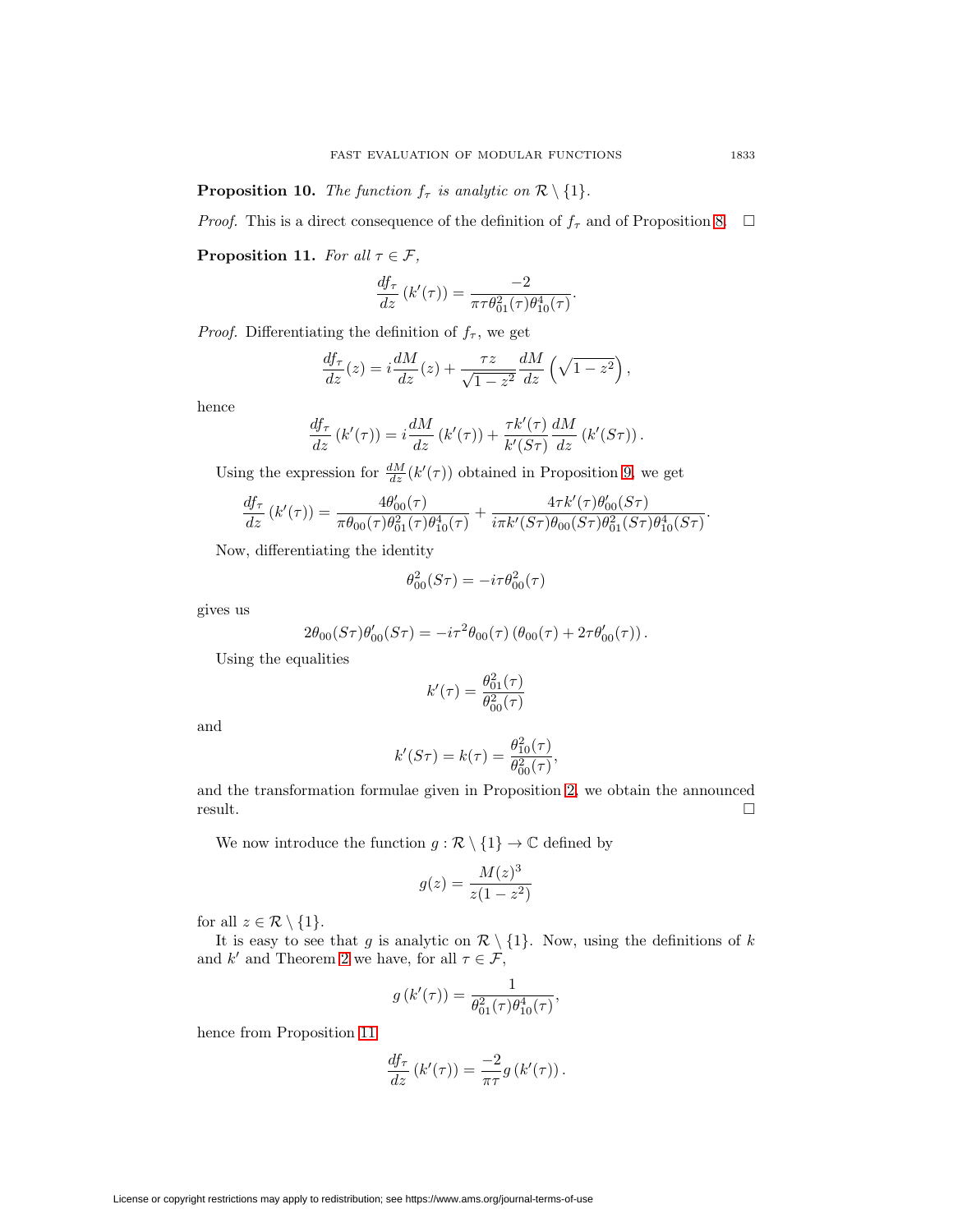**Proposition 10.** *The function $f_\tau$ is analytic on $\mathcal{R} \setminus \{1\}$.*

*Proof.* This is a direct consequence of the definition of $f_\tau$ and of Proposition 8. $\square$

**Proposition 11.** *For all $\tau \in \mathcal{F}$,*

$$\frac{df_\tau}{dz}\left(k'(\tau)\right) = \frac{-2}{\pi\tau\theta_{01}^2(\tau)\theta_{10}^4(\tau)}.$$

*Proof.* Differentiating the definition of $f_\tau$, we get

$$\frac{df_\tau}{dz}(z) = i\frac{dM}{dz}(z) + \frac{\tau z}{\sqrt{1-z^2}}\frac{dM}{dz}\left(\sqrt{1-z^2}\right),$$

hence

$$\frac{df_\tau}{dz}\left(k'(\tau)\right) = i\frac{dM}{dz}\left(k'(\tau)\right) + \frac{\tau k'(\tau)}{k'(S\tau)}\frac{dM}{dz}\left(k'(S\tau)\right).$$

Using the expression for $\frac{dM}{dz}(k'(\tau))$ obtained in Proposition 9, we get

$$\frac{df_\tau}{dz}\left(k'(\tau)\right) = \frac{4\theta_{00}'(\tau)}{\pi\theta_{00}(\tau)\theta_{01}^2(\tau)\theta_{10}^4(\tau)} + \frac{4\tau k'(\tau)\theta_{00}'(S\tau)}{i\pi k'(S\tau)\theta_{00}(S\tau)\theta_{01}^2(S\tau)\theta_{10}^4(S\tau)}.$$

Now, differentiating the identity

$$\theta_{00}^2(S\tau) = -i\tau\theta_{00}^2(\tau)$$

gives us

$$2\theta_{00}(S\tau)\theta_{00}'(S\tau) = -i\tau^2\theta_{00}(\tau)\left(\theta_{00}(\tau) + 2\tau\theta_{00}'(\tau)\right).$$

Using the equalities

$$k'(\tau) = \frac{\theta_{01}^2(\tau)}{\theta_{00}^2(\tau)}$$

and

$$k'(S\tau) = k(\tau) = \frac{\theta_{10}^2(\tau)}{\theta_{00}^2(\tau)},$$

and the transformation formulae given in Proposition 2, we obtain the announced result. $\square$

We now introduce the function $g : \mathcal{R} \setminus \{1\} \to \mathbb{C}$ defined by

$$g(z) = \frac{M(z)^3}{z(1-z^2)}$$

for all $z \in \mathcal{R} \setminus \{1\}$.

It is easy to see that $g$ is analytic on $\mathcal{R} \setminus \{1\}$. Now, using the definitions of $k$ and $k'$ and Theorem 2 we have, for all $\tau \in \mathcal{F}$,

$$g\left(k'(\tau)\right) = \frac{1}{\theta_{01}^2(\tau)\theta_{10}^4(\tau)},$$

hence from Proposition 11

$$\frac{df_\tau}{dz}\left(k'(\tau)\right) = \frac{-2}{\pi\tau}g\left(k'(\tau)\right).$$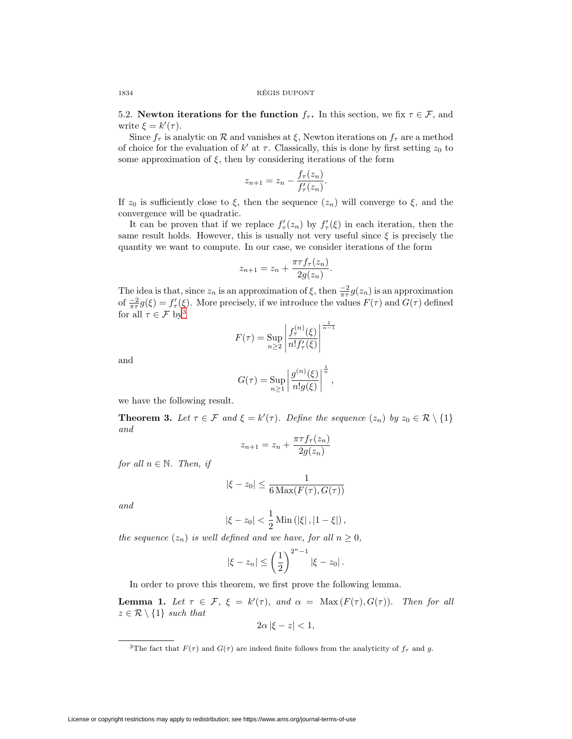5.2. **Newton iterations for the function $f_\tau$.** In this section, we fix $\tau \in \mathcal{F}$, and write $\xi = k'(\tau)$.

Since $f_\tau$ is analytic on $\mathcal{R}$ and vanishes at $\xi$, Newton iterations on $f_\tau$ are a method of choice for the evaluation of $k'$ at $\tau$. Classically, this is done by first setting $z_0$ to some approximation of $\xi$, then by considering iterations of the form

$$z_{n+1} = z_n - \frac{f_\tau(z_n)}{f'_\tau(z_n)}.$$

If $z_0$ is sufficiently close to $\xi$, then the sequence $(z_n)$ will converge to $\xi$, and the convergence will be quadratic.

It can be proven that if we replace $f'_\tau(z_n)$ by $f'_\tau(\xi)$ in each iteration, then the same result holds. However, this is usually not very useful since $\xi$ is precisely the quantity we want to compute. In our case, we consider iterations of the form

$$z_{n+1} = z_n + \frac{\pi\tau f_\tau(z_n)}{2g(z_n)}.$$

The idea is that, since $z_n$ is an approximation of $\xi$, then $\frac{-2}{\pi\tau} g(z_n)$ is an approximation of $\frac{-2}{\pi\tau} g(\xi) = f'_\tau(\xi)$. More precisely, if we introduce the values $F(\tau)$ and $G(\tau)$ defined for all $\tau \in \mathcal{F}$ by[3]

$$F(\tau) = \operatorname*{Sup}_{n\geq 2} \left| \frac{f_\tau^{(n)}(\xi)}{n! f'_\tau(\xi)} \right|^{\frac{1}{n-1}}$$

and

$$G(\tau) = \operatorname*{Sup}_{n\geq 1} \left| \frac{g^{(n)}(\xi)}{n! g(\xi)} \right|^{\frac{1}{n}},$$

we have the following result.

**Theorem 3.** *Let $\tau \in \mathcal{F}$ and $\xi = k'(\tau)$. Define the sequence $(z_n)$ by $z_0 \in \mathcal{R} \setminus \{1\}$ and*

$$z_{n+1} = z_n + \frac{\pi\tau f_\tau(z_n)}{2g(z_n)}$$

*for all $n \in \mathbb{N}$. Then, if*

$$|\xi - z_0| \leq \frac{1}{6\operatorname{Max}(F(\tau), G(\tau))}$$

*and*

$$|\xi - z_0| < \frac{1}{2}\operatorname{Min}\left(|\xi|, |1-\xi|\right),$$

*the sequence $(z_n)$ is well defined and we have, for all $n \geq 0$,*

$$|\xi - z_n| \leq \left(\frac{1}{2}\right)^{2^n - 1} |\xi - z_0|.$$

In order to prove this theorem, we first prove the following lemma.

**Lemma 1.** *Let $\tau \in \mathcal{F}$, $\xi = k'(\tau)$, and $\alpha = \operatorname{Max}(F(\tau), G(\tau))$. Then for all $z \in \mathcal{R} \setminus \{1\}$ such that*

$$2\alpha|\xi - z| < 1,$$

---

[3] The fact that $F(\tau)$ and $G(\tau)$ are indeed finite follows from the analyticity of $f_\tau$ and $g$.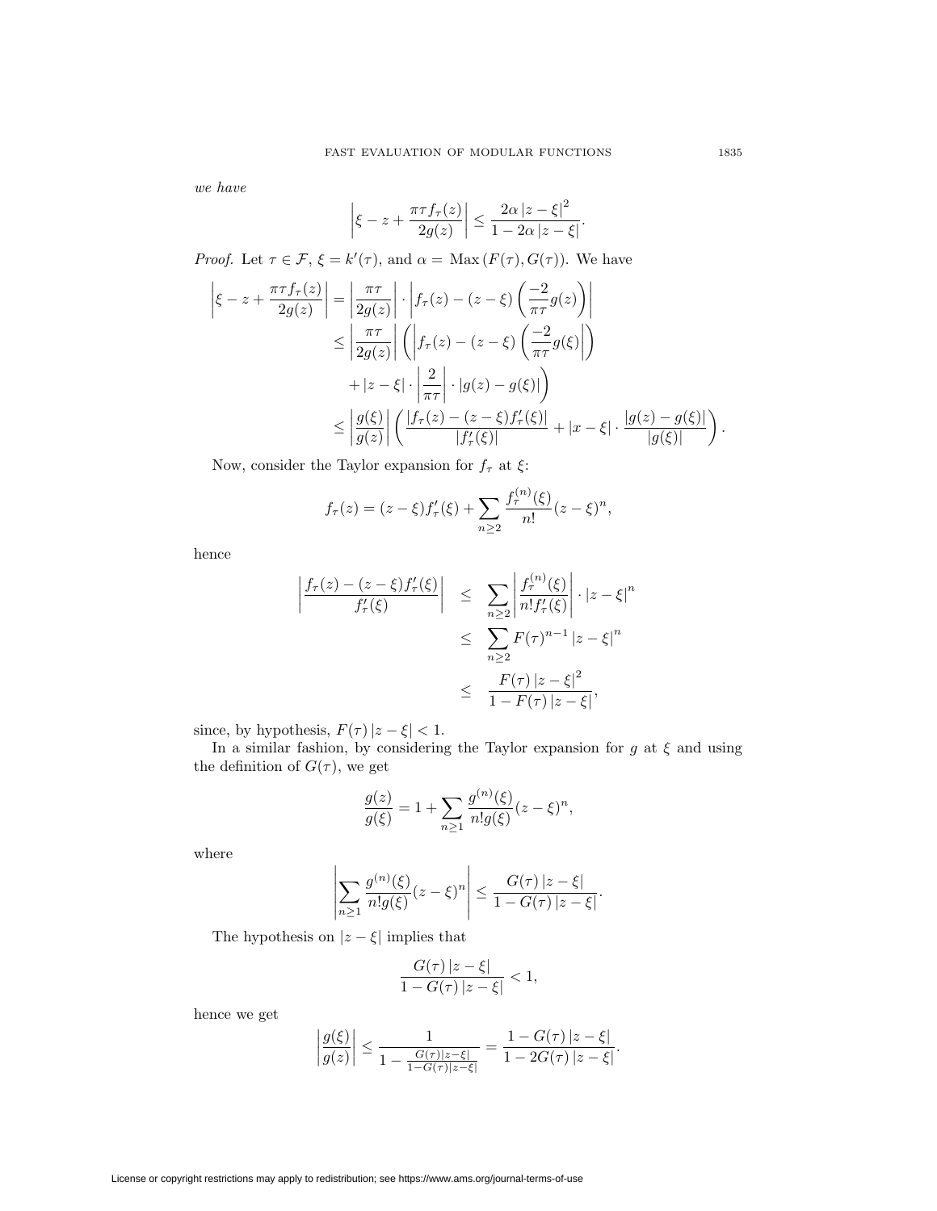*we have*

$$\left|\xi - z + \frac{\pi\tau f_\tau(z)}{2g(z)}\right| \leq \frac{2\alpha\,|z-\xi|^2}{1-2\alpha\,|z-\xi|}.$$

*Proof.* Let $\tau \in \mathcal{F}$, $\xi = k'(\tau)$, and $\alpha = \operatorname{Max}(F(\tau), G(\tau))$. We have

$$\begin{aligned}
\left|\xi - z + \frac{\pi\tau f_\tau(z)}{2g(z)}\right| &= \left|\frac{\pi\tau}{2g(z)}\right| \cdot \left|f_\tau(z) - (z-\xi)\left(\frac{-2}{\pi\tau}g(z)\right)\right| \\
&\leq \left|\frac{\pi\tau}{2g(z)}\right| \left(\left|f_\tau(z) - (z-\xi)\left(\frac{-2}{\pi\tau}g(\xi)\right|\right)\right. \\
&\quad \left. + |z-\xi| \cdot \left|\frac{2}{\pi\tau}\right| \cdot |g(z)-g(\xi)|\right) \\
&\leq \left|\frac{g(\xi)}{g(z)}\right| \left(\frac{|f_\tau(z) - (z-\xi)f'_\tau(\xi)|}{|f'_\tau(\xi)|} + |x-\xi| \cdot \frac{|g(z)-g(\xi)|}{|g(\xi)|}\right).
\end{aligned}$$

Now, consider the Taylor expansion for $f_\tau$ at $\xi$:

$$f_\tau(z) = (z-\xi)f'_\tau(\xi) + \sum_{n\geq 2} \frac{f_\tau^{(n)}(\xi)}{n!}(z-\xi)^n,$$

hence

$$\begin{aligned}
\left|\frac{f_\tau(z) - (z-\xi)f'_\tau(\xi)}{f'_\tau(\xi)}\right| &\leq \sum_{n\geq 2} \left|\frac{f_\tau^{(n)}(\xi)}{n!f'_\tau(\xi)}\right| \cdot |z-\xi|^n \\
&\leq \sum_{n\geq 2} F(\tau)^{n-1}\,|z-\xi|^n \\
&\leq \frac{F(\tau)\,|z-\xi|^2}{1-F(\tau)\,|z-\xi|},
\end{aligned}$$

since, by hypothesis, $F(\tau)\,|z-\xi| < 1$.

In a similar fashion, by considering the Taylor expansion for $g$ at $\xi$ and using the definition of $G(\tau)$, we get

$$\frac{g(z)}{g(\xi)} = 1 + \sum_{n\geq 1} \frac{g^{(n)}(\xi)}{n!g(\xi)}(z-\xi)^n,$$

where

$$\left|\sum_{n\geq 1} \frac{g^{(n)}(\xi)}{n!g(\xi)}(z-\xi)^n\right| \leq \frac{G(\tau)\,|z-\xi|}{1-G(\tau)\,|z-\xi|}.$$

The hypothesis on $|z-\xi|$ implies that

$$\frac{G(\tau)\,|z-\xi|}{1-G(\tau)\,|z-\xi|} < 1,$$

hence we get

$$\left|\frac{g(\xi)}{g(z)}\right| \leq \frac{1}{1-\frac{G(\tau)|z-\xi|}{1-G(\tau)|z-\xi|}} = \frac{1-G(\tau)\,|z-\xi|}{1-2G(\tau)\,|z-\xi|}.$$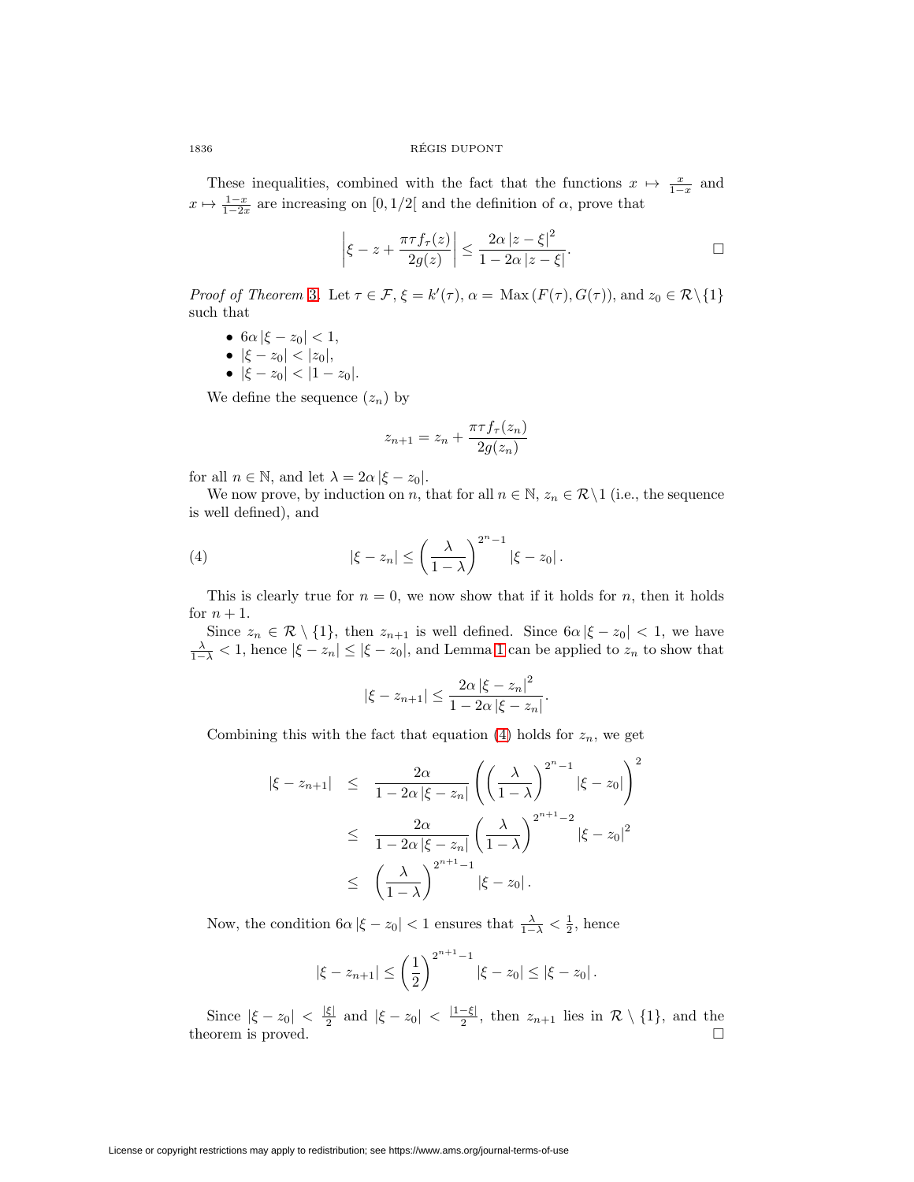These inequalities, combined with the fact that the functions $x \mapsto \frac{x}{1-x}$ and $x \mapsto \frac{1-x}{1-2x}$ are increasing on $[0, 1/2[$ and the definition of $\alpha$, prove that

$$\left|\xi - z + \frac{\pi \tau f_\tau(z)}{2g(z)}\right| \leq \frac{2\alpha |z-\xi|^2}{1 - 2\alpha |z - \xi|}.$$

□

*Proof of Theorem 3.* Let $\tau \in \mathcal{F}$, $\xi = k'(\tau)$, $\alpha = \operatorname{Max}(F(\tau), G(\tau))$, and $z_0 \in \mathcal{R} \setminus \{1\}$ such that

- $6\alpha |\xi - z_0| < 1$,
- $|\xi - z_0| < |z_0|$,
- $|\xi - z_0| < |1 - z_0|$.

We define the sequence $(z_n)$ by

$$z_{n+1} = z_n + \frac{\pi \tau f_\tau(z_n)}{2g(z_n)}$$

for all $n \in \mathbb{N}$, and let $\lambda = 2\alpha |\xi - z_0|$.

We now prove, by induction on $n$, that for all $n \in \mathbb{N}$, $z_n \in \mathcal{R} \setminus 1$ (i.e., the sequence is well defined), and

$$|\xi - z_n| \leq \left(\frac{\lambda}{1-\lambda}\right)^{2^n - 1} |\xi - z_0|. \tag{4}$$

This is clearly true for $n = 0$, we now show that if it holds for $n$, then it holds for $n + 1$.

Since $z_n \in \mathcal{R} \setminus \{1\}$, then $z_{n+1}$ is well defined. Since $6\alpha |\xi - z_0| < 1$, we have $\frac{\lambda}{1-\lambda} < 1$, hence $|\xi - z_n| \leq |\xi - z_0|$, and Lemma 1 can be applied to $z_n$ to show that

$$|\xi - z_{n+1}| \leq \frac{2\alpha |\xi - z_n|^2}{1 - 2\alpha |\xi - z_n|}.$$

Combining this with the fact that equation (4) holds for $z_n$, we get

$$\begin{aligned}
|\xi - z_{n+1}| &\leq \frac{2\alpha}{1 - 2\alpha |\xi - z_n|} \left( \left(\frac{\lambda}{1-\lambda}\right)^{2^n - 1} |\xi - z_0| \right)^2 \\
&\leq \frac{2\alpha}{1 - 2\alpha |\xi - z_n|} \left(\frac{\lambda}{1-\lambda}\right)^{2^{n+1} - 2} |\xi - z_0|^2 \\
&\leq \left(\frac{\lambda}{1-\lambda}\right)^{2^{n+1} - 1} |\xi - z_0|.
\end{aligned}$$

Now, the condition $6\alpha |\xi - z_0| < 1$ ensures that $\frac{\lambda}{1-\lambda} < \frac{1}{2}$, hence

$$|\xi - z_{n+1}| \leq \left(\frac{1}{2}\right)^{2^{n+1} - 1} |\xi - z_0| \leq |\xi - z_0|.$$

Since $|\xi - z_0| < \frac{|\xi|}{2}$ and $|\xi - z_0| < \frac{|1-\xi|}{2}$, then $z_{n+1}$ lies in $\mathcal{R} \setminus \{1\}$, and the theorem is proved. □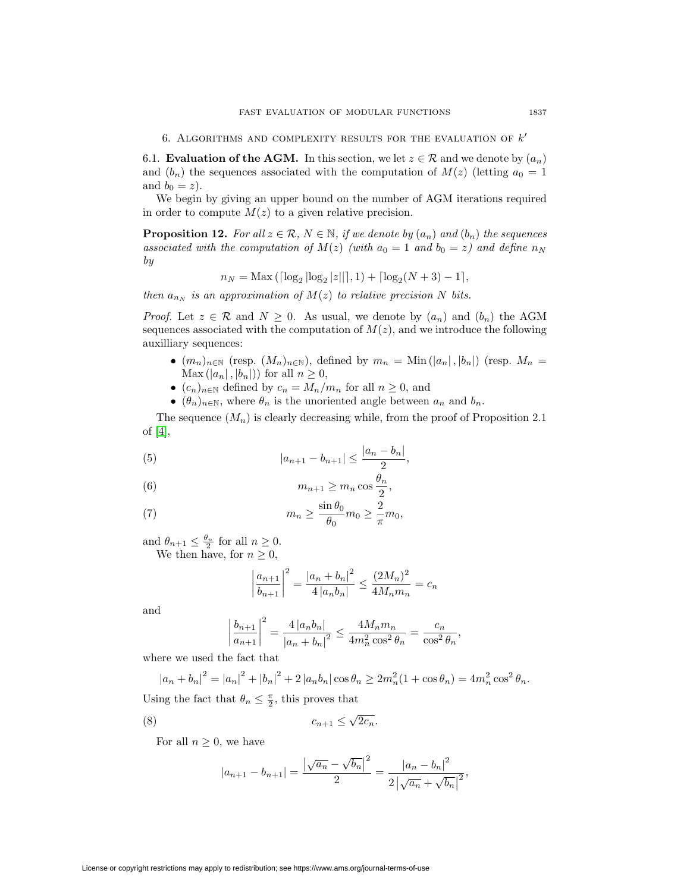## 6. Algorithms and complexity results for the evaluation of $k'$

6.1. **Evaluation of the AGM.** In this section, we let $z \in \mathcal{R}$ and we denote by $(a_n)$ and $(b_n)$ the sequences associated with the computation of $M(z)$ (letting $a_0 = 1$ and $b_0 = z$).

We begin by giving an upper bound on the number of AGM iterations required in order to compute $M(z)$ to a given relative precision.

**Proposition 12.** *For all $z \in \mathcal{R}$, $N \in \mathbb{N}$, if we denote by $(a_n)$ and $(b_n)$ the sequences associated with the computation of $M(z)$ (with $a_0 = 1$ and $b_0 = z$) and define $n_N$ by*

$$n_N = \mathrm{Max}\left(\lceil \log_2 |\log_2 |z|| \rceil, 1\right) + \lceil \log_2(N+3) - 1 \rceil,$$

*then $a_{n_N}$ is an approximation of $M(z)$ to relative precision $N$ bits.*

*Proof.* Let $z \in \mathcal{R}$ and $N \geq 0$. As usual, we denote by $(a_n)$ and $(b_n)$ the AGM sequences associated with the computation of $M(z)$, and we introduce the following auxilliary sequences:

- $(m_n)_{n\in\mathbb{N}}$ (resp. $(M_n)_{n\in\mathbb{N}}$), defined by $m_n = \mathrm{Min}(|a_n|, |b_n|)$ (resp. $M_n = \mathrm{Max}(|a_n|, |b_n|)$) for all $n \geq 0$,
- $(c_n)_{n\in\mathbb{N}}$ defined by $c_n = M_n/m_n$ for all $n \geq 0$, and
- $(\theta_n)_{n\in\mathbb{N}}$, where $\theta_n$ is the unoriented angle between $a_n$ and $b_n$.

The sequence $(M_n)$ is clearly decreasing while, from the proof of Proposition 2.1 of [4],

$$|a_{n+1} - b_{n+1}| \leq \frac{|a_n - b_n|}{2}, \tag{5}$$

$$m_{n+1} \geq m_n \cos\frac{\theta_n}{2}, \tag{6}$$

$$m_n \geq \frac{\sin\theta_0}{\theta_0} m_0 \geq \frac{2}{\pi} m_0, \tag{7}$$

and $\theta_{n+1} \leq \frac{\theta_n}{2}$ for all $n \geq 0$.

We then have, for $n \geq 0$,

$$\left|\frac{a_{n+1}}{b_{n+1}}\right|^2 = \frac{|a_n + b_n|^2}{4|a_n b_n|} \leq \frac{(2M_n)^2}{4M_n m_n} = c_n$$

and

$$\left|\frac{b_{n+1}}{a_{n+1}}\right|^2 = \frac{4|a_n b_n|}{|a_n + b_n|^2} \leq \frac{4M_n m_n}{4m_n^2 \cos^2\theta_n} = \frac{c_n}{\cos^2\theta_n},$$

where we used the fact that

$$|a_n + b_n|^2 = |a_n|^2 + |b_n|^2 + 2|a_n b_n| \cos\theta_n \geq 2m_n^2(1 + \cos\theta_n) = 4m_n^2 \cos^2\theta_n.$$

Using the fact that $\theta_n \leq \frac{\pi}{2}$, this proves that

$$c_{n+1} \leq \sqrt{2c_n}. \tag{8}$$

For all $n \geq 0$, we have

$$|a_{n+1} - b_{n+1}| = \frac{\left|\sqrt{a_n} - \sqrt{b_n}\right|^2}{2} = \frac{|a_n - b_n|^2}{2\left|\sqrt{a_n} + \sqrt{b_n}\right|^2},$$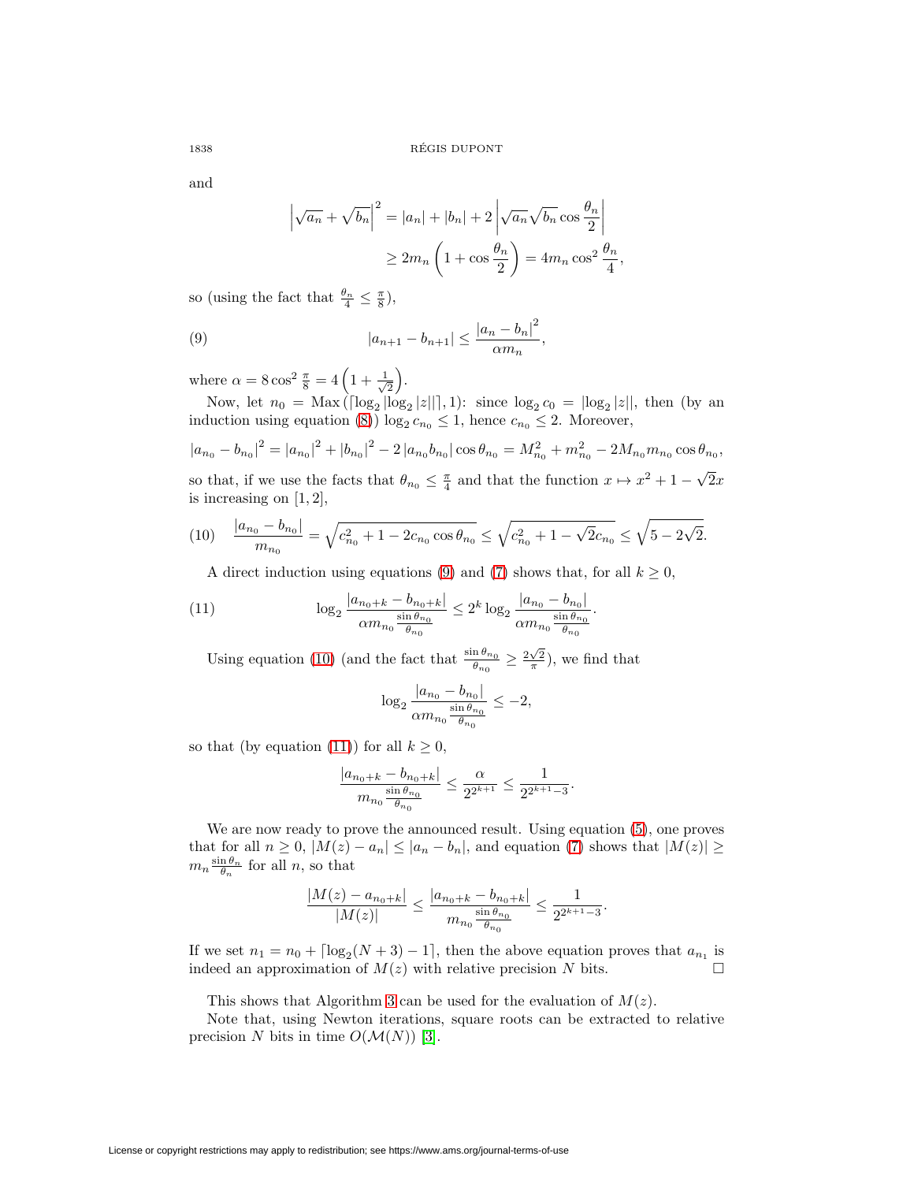and

$$\left|\sqrt{a_n} + \sqrt{b_n}\right|^2 = |a_n| + |b_n| + 2\left|\sqrt{a_n}\sqrt{b_n}\cos\frac{\theta_n}{2}\right|$$
$$\geq 2m_n\left(1 + \cos\frac{\theta_n}{2}\right) = 4m_n\cos^2\frac{\theta_n}{4},$$

so (using the fact that $\frac{\theta_n}{4} \leq \frac{\pi}{8}$),

$$|a_{n+1} - b_{n+1}| \leq \frac{|a_n - b_n|^2}{\alpha m_n}, \tag{9}$$

where $\alpha = 8\cos^2\frac{\pi}{8} = 4\left(1 + \frac{1}{\sqrt{2}}\right)$.

Now, let $n_0 = \operatorname{Max}\left(\lceil \log_2 |\log_2 |z|| \rceil, 1\right)$: since $\log_2 c_0 = |\log_2 |z||$, then (by an induction using equation (8)) $\log_2 c_{n_0} \leq 1$, hence $c_{n_0} \leq 2$. Moreover,

$$|a_{n_0} - b_{n_0}|^2 = |a_{n_0}|^2 + |b_{n_0}|^2 - 2\,|a_{n_0} b_{n_0}| \cos\theta_{n_0} = M_{n_0}^2 + m_{n_0}^2 - 2M_{n_0} m_{n_0}\cos\theta_{n_0},$$

so that, if we use the facts that $\theta_{n_0} \leq \frac{\pi}{4}$ and that the function $x \mapsto x^2 + 1 - \sqrt{2}x$ is increasing on $[1, 2]$,

$$\frac{|a_{n_0} - b_{n_0}|}{m_{n_0}} = \sqrt{c_{n_0}^2 + 1 - 2c_{n_0}\cos\theta_{n_0}} \leq \sqrt{c_{n_0}^2 + 1 - \sqrt{2}c_{n_0}} \leq \sqrt{5 - 2\sqrt{2}}. \tag{10}$$

A direct induction using equations (9) and (7) shows that, for all $k \geq 0$,

$$\log_2 \frac{|a_{n_0+k} - b_{n_0+k}|}{\alpha m_{n_0}\frac{\sin\theta_{n_0}}{\theta_{n_0}}} \leq 2^k \log_2 \frac{|a_{n_0} - b_{n_0}|}{\alpha m_{n_0}\frac{\sin\theta_{n_0}}{\theta_{n_0}}}. \tag{11}$$

Using equation (10) (and the fact that $\frac{\sin\theta_{n_0}}{\theta_{n_0}} \geq \frac{2\sqrt{2}}{\pi}$), we find that

$$\log_2 \frac{|a_{n_0} - b_{n_0}|}{\alpha m_{n_0}\frac{\sin\theta_{n_0}}{\theta_{n_0}}} \leq -2,$$

so that (by equation (11)) for all $k \geq 0$,

$$\frac{|a_{n_0+k} - b_{n_0+k}|}{m_{n_0}\frac{\sin\theta_{n_0}}{\theta_{n_0}}} \leq \frac{\alpha}{2^{2^{k+1}}} \leq \frac{1}{2^{2^{k+1}-3}}.$$

We are now ready to prove the announced result. Using equation (5), one proves that for all $n \geq 0$, $|M(z) - a_n| \leq |a_n - b_n|$, and equation (7) shows that $|M(z)| \geq m_n\frac{\sin\theta_n}{\theta_n}$ for all $n$, so that

$$\frac{|M(z) - a_{n_0+k}|}{|M(z)|} \leq \frac{|a_{n_0+k} - b_{n_0+k}|}{m_{n_0}\frac{\sin\theta_{n_0}}{\theta_{n_0}}} \leq \frac{1}{2^{2^{k+1}-3}}.$$

If we set $n_1 = n_0 + \lceil \log_2(N+3) - 1 \rceil$, then the above equation proves that $a_{n_1}$ is indeed an approximation of $M(z)$ with relative precision $N$ bits. □

This shows that Algorithm 3 can be used for the evaluation of $M(z)$.

Note that, using Newton iterations, square roots can be extracted to relative precision $N$ bits in time $O(\mathcal{M}(N))$ [3].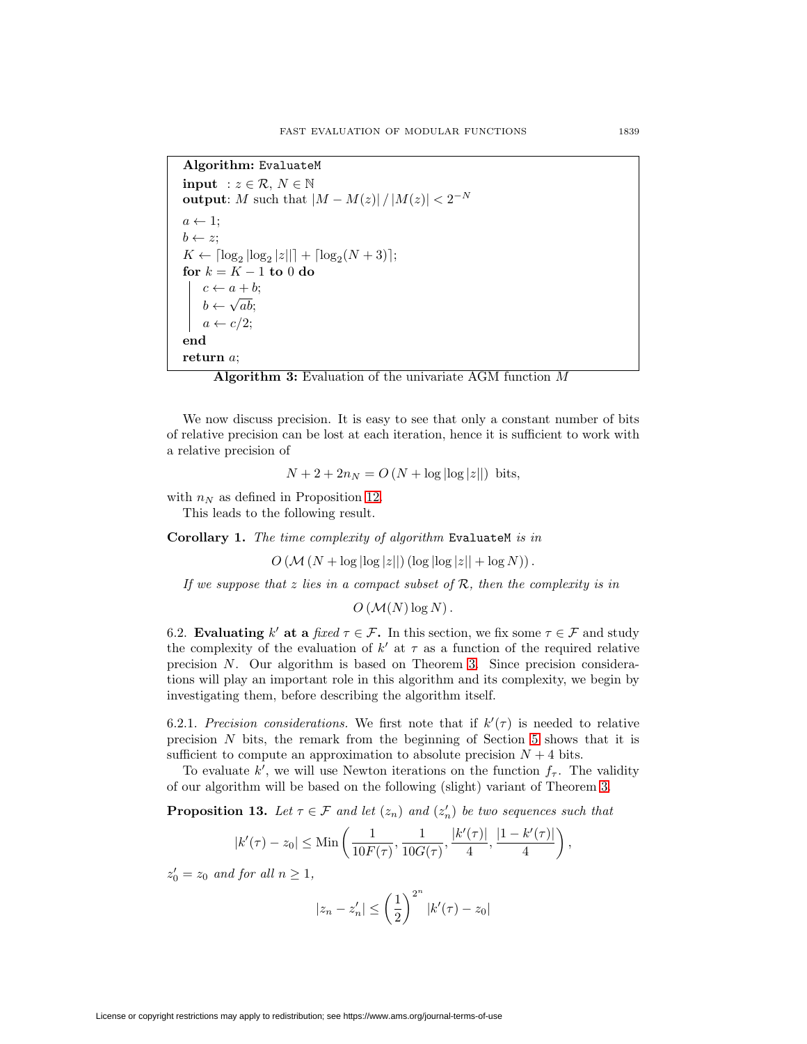**Algorithm:** `EvaluateM`
**input** : $z \in \mathcal{R}$, $N \in \mathbb{N}$
**output**: $M$ such that $|M - M(z)| / |M(z)| < 2^{-N}$

```
a ← 1;
b ← z;
K ← ⌈log_2 |log_2 |z||⌉ + ⌈log_2(N + 3)⌉;
for k = K − 1 to 0 do
    c ← a + b;
    b ← √(ab);
    a ← c/2;
end
return a;
```

**Algorithm 3:** Evaluation of the univariate AGM function $M$

We now discuss precision. It is easy to see that only a constant number of bits of relative precision can be lost at each iteration, hence it is sufficient to work with a relative precision of

$$N + 2 + 2n_N = O\left(N + \log|\log|z||\right) \text{ bits},$$

with $n_N$ as defined in Proposition 12.

This leads to the following result.

**Corollary 1.** *The time complexity of algorithm* `EvaluateM` *is in*

$$O\left(\mathcal{M}\left(N + \log|\log|z||\right)\left(\log|\log|z|| + \log N\right)\right).$$

*If we suppose that $z$ lies in a compact subset of $\mathcal{R}$, then the complexity is in*

$$O\left(\mathcal{M}(N)\log N\right).$$

6.2. **Evaluating $k'$ at a** ***fixed*** **$\tau \in \mathcal{F}$.** In this section, we fix some $\tau \in \mathcal{F}$ and study the complexity of the evaluation of $k'$ at $\tau$ as a function of the required relative precision $N$. Our algorithm is based on Theorem 3. Since precision considerations will play an important role in this algorithm and its complexity, we begin by investigating them, before describing the algorithm itself.

6.2.1. *Precision considerations.* We first note that if $k'(\tau)$ is needed to relative precision $N$ bits, the remark from the beginning of Section 5 shows that it is sufficient to compute an approximation to absolute precision $N + 4$ bits.

To evaluate $k'$, we will use Newton iterations on the function $f_\tau$. The validity of our algorithm will be based on the following (slight) variant of Theorem 3.

**Proposition 13.** *Let $\tau \in \mathcal{F}$ and let $(z_n)$ and $(z'_n)$ be two sequences such that*

$$|k'(\tau) - z_0| \leq \text{Min}\left(\frac{1}{10F(\tau)}, \frac{1}{10G(\tau)}, \frac{|k'(\tau)|}{4}, \frac{|1 - k'(\tau)|}{4}\right),$$

*$z'_0 = z_0$ and for all $n \geq 1$,*

$$|z_n - z'_n| \leq \left(\frac{1}{2}\right)^{2^n} |k'(\tau) - z_0|$$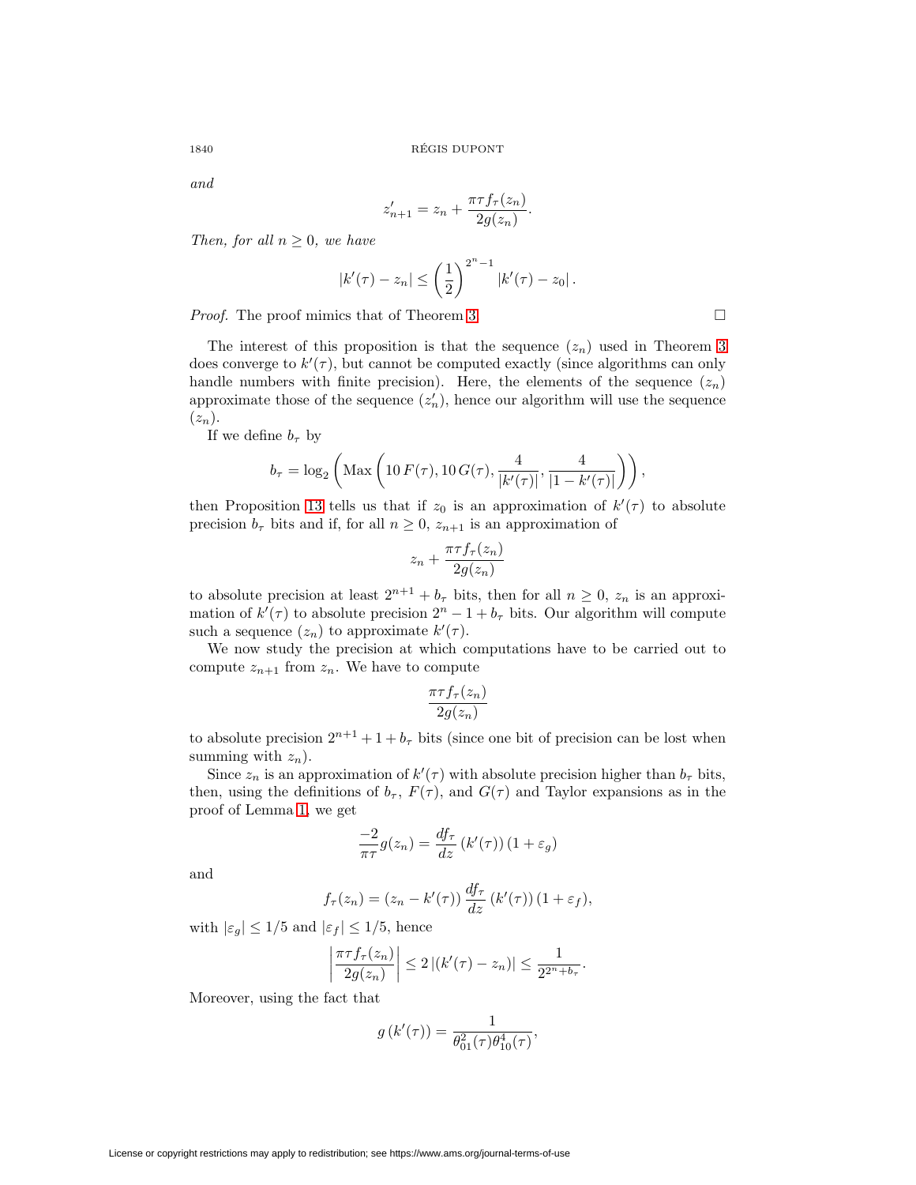*and*

$$z'_{n+1} = z_n + \frac{\pi \tau f_\tau(z_n)}{2g(z_n)}.$$

*Then, for all $n \geq 0$, we have*

$$|k'(\tau) - z_n| \leq \left(\frac{1}{2}\right)^{2^n - 1} |k'(\tau) - z_0|.$$

*Proof.* The proof mimics that of Theorem 3. □

The interest of this proposition is that the sequence $(z_n)$ used in Theorem 3 does converge to $k'(\tau)$, but cannot be computed exactly (since algorithms can only handle numbers with finite precision). Here, the elements of the sequence $(z_n)$ approximate those of the sequence $(z'_n)$, hence our algorithm will use the sequence $(z_n)$.

If we define $b_\tau$ by

$$b_\tau = \log_2 \left( \text{Max} \left( 10\, F(\tau), 10\, G(\tau), \frac{4}{|k'(\tau)|}, \frac{4}{|1 - k'(\tau)|} \right) \right),$$

then Proposition 13 tells us that if $z_0$ is an approximation of $k'(\tau)$ to absolute precision $b_\tau$ bits and if, for all $n \geq 0$, $z_{n+1}$ is an approximation of

$$z_n + \frac{\pi \tau f_\tau(z_n)}{2g(z_n)}$$

to absolute precision at least $2^{n+1} + b_\tau$ bits, then for all $n \geq 0$, $z_n$ is an approximation of $k'(\tau)$ to absolute precision $2^n - 1 + b_\tau$ bits. Our algorithm will compute such a sequence $(z_n)$ to approximate $k'(\tau)$.

We now study the precision at which computations have to be carried out to compute $z_{n+1}$ from $z_n$. We have to compute

$$\frac{\pi \tau f_\tau(z_n)}{2g(z_n)}$$

to absolute precision $2^{n+1} + 1 + b_\tau$ bits (since one bit of precision can be lost when summing with $z_n$).

Since $z_n$ is an approximation of $k'(\tau)$ with absolute precision higher than $b_\tau$ bits, then, using the definitions of $b_\tau$, $F(\tau)$, and $G(\tau)$ and Taylor expansions as in the proof of Lemma 1, we get

$$\frac{-2}{\pi \tau} g(z_n) = \frac{df_\tau}{dz}\left(k'(\tau)\right)(1 + \varepsilon_g)$$

and

$$f_\tau(z_n) = (z_n - k'(\tau)) \frac{df_\tau}{dz}\left(k'(\tau)\right)(1 + \varepsilon_f),$$

with $|\varepsilon_g| \leq 1/5$ and $|\varepsilon_f| \leq 1/5$, hence

$$\left| \frac{\pi \tau f_\tau(z_n)}{2g(z_n)} \right| \leq 2 \left|(k'(\tau) - z_n)\right| \leq \frac{1}{2^{2^n + b_\tau}}.$$

Moreover, using the fact that

$$g\left(k'(\tau)\right) = \frac{1}{\theta_{01}^2(\tau)\theta_{10}^4(\tau)},$$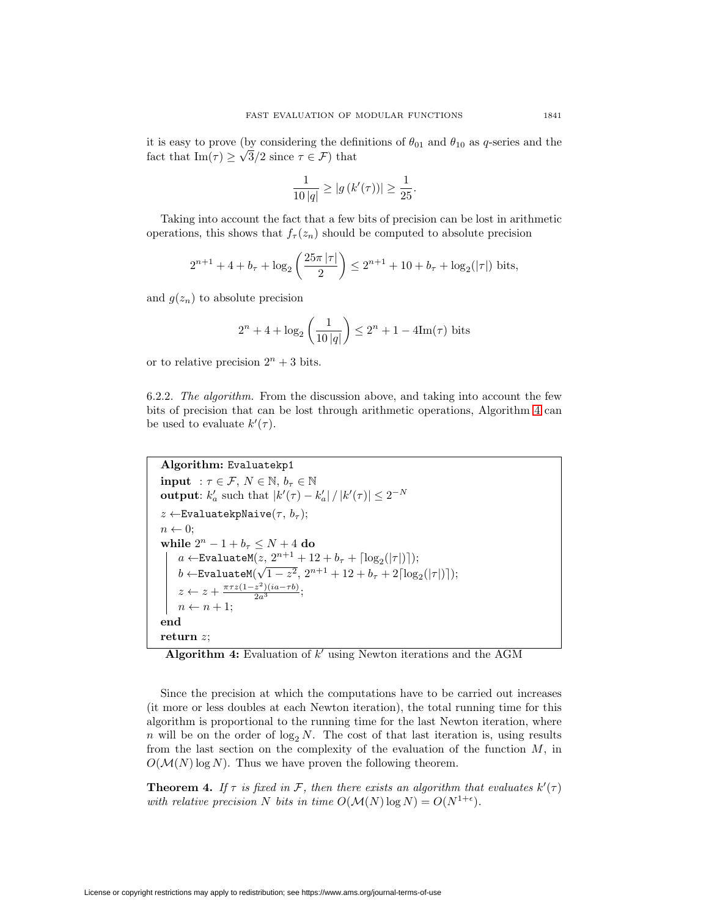it is easy to prove (by considering the definitions of $\theta_{01}$ and $\theta_{10}$ as $q$-series and the fact that $\mathrm{Im}(\tau) \geq \sqrt{3}/2$ since $\tau \in \mathcal{F}$) that

$$\frac{1}{10\,|q|} \geq |g\left(k'(\tau)\right)| \geq \frac{1}{25}.$$

Taking into account the fact that a few bits of precision can be lost in arithmetic operations, this shows that $f_\tau(z_n)$ should be computed to absolute precision

$$2^{n+1} + 4 + b_\tau + \log_2\left(\frac{25\pi\,|\tau|}{2}\right) \leq 2^{n+1} + 10 + b_\tau + \log_2(|\tau|) \text{ bits,}$$

and $g(z_n)$ to absolute precision

$$2^n + 4 + \log_2\left(\frac{1}{10\,|q|}\right) \leq 2^n + 1 - 4\mathrm{Im}(\tau) \text{ bits}$$

or to relative precision $2^n + 3$ bits.

6.2.2. *The algorithm.* From the discussion above, and taking into account the few bits of precision that can be lost through arithmetic operations, Algorithm 4 can be used to evaluate $k'(\tau)$.

**Algorithm:** `Evaluatekp1`
**input** : $\tau \in \mathcal{F}$, $N \in \mathbb{N}$, $b_\tau \in \mathbb{N}$
**output**: $k'_a$ such that $|k'(\tau) - k'_a| / |k'(\tau)| \leq 2^{-N}$
$z \leftarrow$`EvaluatekpNaive`$(\tau,\, b_\tau)$;
$n \leftarrow 0$;
**while** $2^n - 1 + b_\tau \leq N + 4$ **do**
  $a \leftarrow$`EvaluateM`$(z,\ 2^{n+1} + 12 + b_\tau + \lceil \log_2(|\tau|)\rceil)$;
  $b \leftarrow$`EvaluateM`$(\sqrt{1-z^2},\ 2^{n+1} + 12 + b_\tau + 2\lceil \log_2(|\tau|)\rceil)$;
  $z \leftarrow z + \frac{\pi\tau z(1-z^2)(ia-\tau b)}{2a^3}$;
  $n \leftarrow n+1$;
**end**
**return** $z$;

**Algorithm 4:** Evaluation of $k'$ using Newton iterations and the AGM

Since the precision at which the computations have to be carried out increases (it more or less doubles at each Newton iteration), the total running time for this algorithm is proportional to the running time for the last Newton iteration, where $n$ will be on the order of $\log_2 N$. The cost of that last iteration is, using results from the last section on the complexity of the evaluation of the function $M$, in $O(\mathcal{M}(N)\log N)$. Thus we have proven the following theorem.

**Theorem 4.** *If $\tau$ is fixed in $\mathcal{F}$, then there exists an algorithm that evaluates $k'(\tau)$ with relative precision $N$ bits in time $O(\mathcal{M}(N)\log N) = O(N^{1+\epsilon})$.*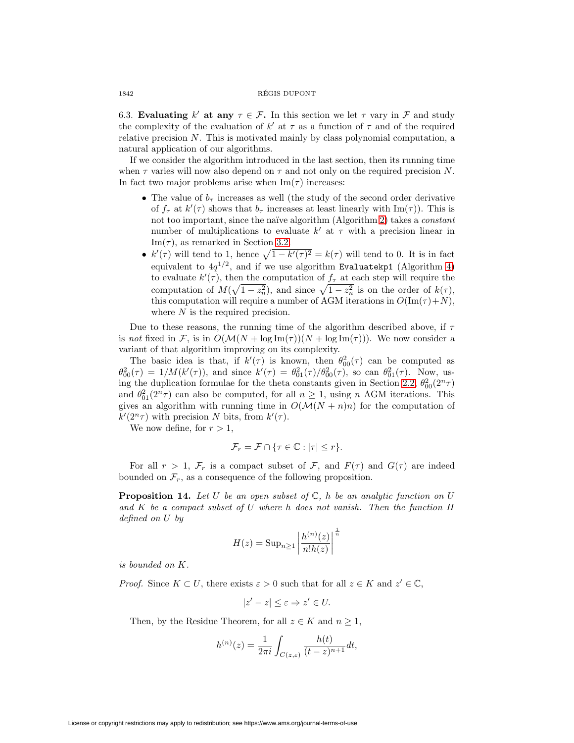### 6.3. Evaluating $k'$ at any $\tau \in \mathcal{F}$.

In this section we let $\tau$ vary in $\mathcal{F}$ and study the complexity of the evaluation of $k'$ at $\tau$ as a function of $\tau$ and of the required relative precision $N$. This is motivated mainly by class polynomial computation, a natural application of our algorithms.

If we consider the algorithm introduced in the last section, then its running time when $\tau$ varies will now also depend on $\tau$ and not only on the required precision $N$. In fact two major problems arise when $\text{Im}(\tau)$ increases:

- The value of $b_\tau$ increases as well (the study of the second order derivative of $f_\tau$ at $k'(\tau)$ shows that $b_\tau$ increases at least linearly with $\text{Im}(\tau)$). This is not too important, since the naïve algorithm (Algorithm 2) takes a *constant* number of multiplications to evaluate $k'$ at $\tau$ with a precision linear in $\text{Im}(\tau)$, as remarked in Section 3.2.
- $k'(\tau)$ will tend to 1, hence $\sqrt{1 - k'(\tau)^2} = k(\tau)$ will tend to 0. It is in fact equivalent to $4q^{1/2}$, and if we use algorithm `Evaluatekp1` (Algorithm 4) to evaluate $k'(\tau)$, then the computation of $f_\tau$ at each step will require the computation of $M(\sqrt{1 - z_n^2})$, and since $\sqrt{1 - z_n^2}$ is on the order of $k(\tau)$, this computation will require a number of AGM iterations in $O(\text{Im}(\tau) + N)$, where $N$ is the required precision.

Due to these reasons, the running time of the algorithm described above, if $\tau$ is *not* fixed in $\mathcal{F}$, is in $O(\mathcal{M}(N + \log \text{Im}(\tau))(N + \log \text{Im}(\tau)))$. We now consider a variant of that algorithm improving on its complexity.

The basic idea is that, if $k'(\tau)$ is known, then $\theta_{00}^2(\tau)$ can be computed as $\theta_{00}^2(\tau) = 1/M(k'(\tau))$, and since $k'(\tau) = \theta_{01}^2(\tau)/\theta_{00}^2(\tau)$, so can $\theta_{01}^2(\tau)$. Now, using the duplication formulae for the theta constants given in Section 2.2, $\theta_{00}^2(2^n\tau)$ and $\theta_{01}^2(2^n\tau)$ can also be computed, for all $n \geq 1$, using $n$ AGM iterations. This gives an algorithm with running time in $O(\mathcal{M}(N + n)n)$ for the computation of $k'(2^n\tau)$ with precision $N$ bits, from $k'(\tau)$.

We now define, for $r > 1$,

$$\mathcal{F}_r = \mathcal{F} \cap \{\tau \in \mathbb{C} : |\tau| \leq r\}.$$

For all $r > 1$, $\mathcal{F}_r$ is a compact subset of $\mathcal{F}$, and $F(\tau)$ and $G(\tau)$ are indeed bounded on $\mathcal{F}_r$, as a consequence of the following proposition.

**Proposition 14.** *Let $U$ be an open subset of $\mathbb{C}$, $h$ be an analytic function on $U$ and $K$ be a compact subset of $U$ where $h$ does not vanish. Then the function $H$ defined on $U$ by*

$$H(z) = \text{Sup}_{n \geq 1} \left| \frac{h^{(n)}(z)}{n! h(z)} \right|^{\frac{1}{n}}$$

*is bounded on $K$.*

*Proof.* Since $K \subset U$, there exists $\varepsilon > 0$ such that for all $z \in K$ and $z' \in \mathbb{C}$,

$$|z' - z| \leq \varepsilon \Rightarrow z' \in U.$$

Then, by the Residue Theorem, for all $z \in K$ and $n \geq 1$,

$$h^{(n)}(z) = \frac{1}{2\pi i} \int_{C(z,\varepsilon)} \frac{h(t)}{(t - z)^{n+1}} dt,$$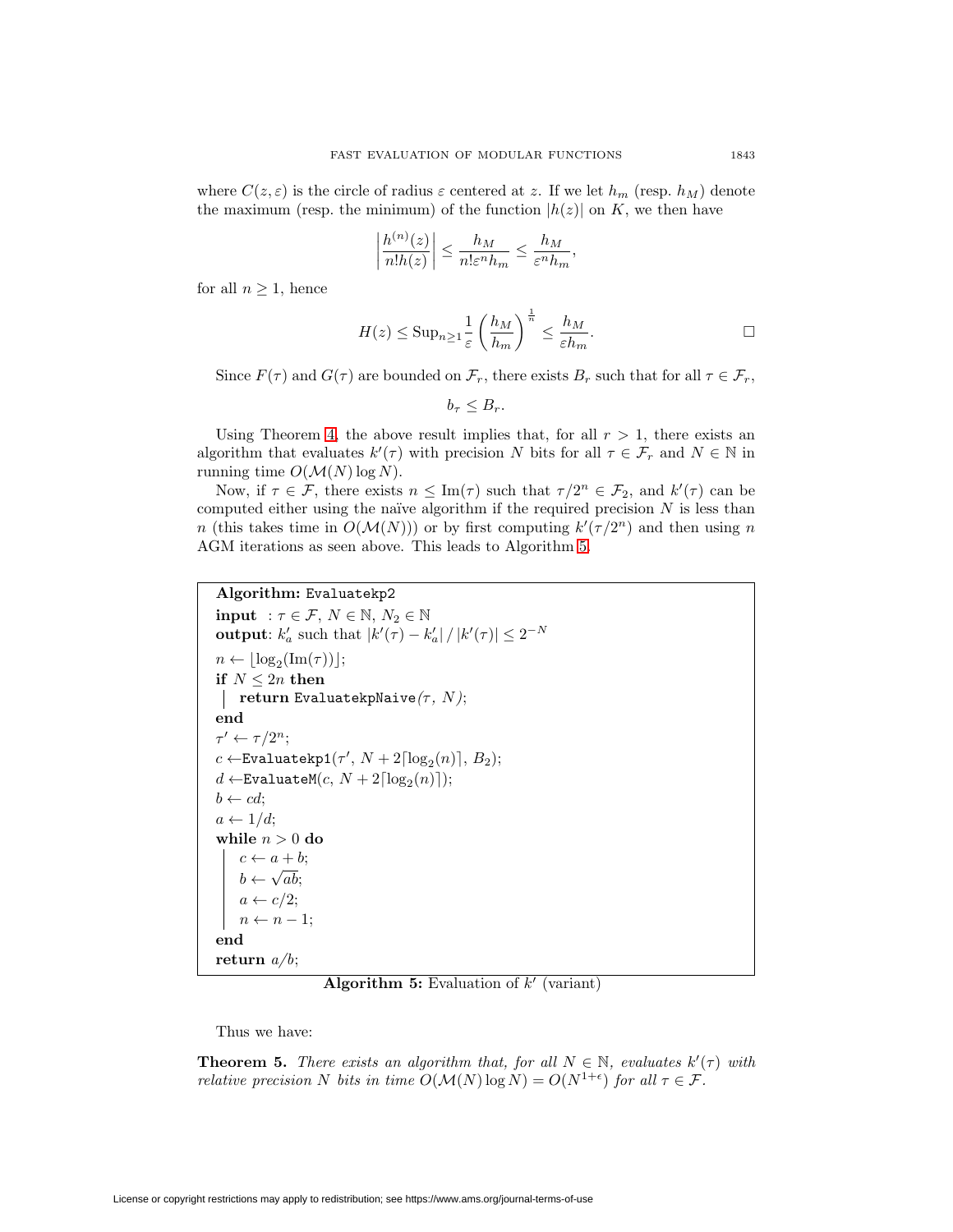where $C(z, \varepsilon)$ is the circle of radius $\varepsilon$ centered at $z$. If we let $h_m$ (resp. $h_M$) denote the maximum (resp. the minimum) of the function $|h(z)|$ on $K$, we then have

$$\left|\frac{h^{(n)}(z)}{n!h(z)}\right| \leq \frac{h_M}{n!\varepsilon^n h_m} \leq \frac{h_M}{\varepsilon^n h_m},$$

for all $n \geq 1$, hence

$$H(z) \leq \operatorname{Sup}_{n\geq 1} \frac{1}{\varepsilon}\left(\frac{h_M}{h_m}\right)^{\frac{1}{n}} \leq \frac{h_M}{\varepsilon h_m}. \qquad \square$$

Since $F(\tau)$ and $G(\tau)$ are bounded on $\mathcal{F}_r$, there exists $B_r$ such that for all $\tau \in \mathcal{F}_r$,

$$b_\tau \leq B_r.$$

Using Theorem 4, the above result implies that, for all $r > 1$, there exists an algorithm that evaluates $k'(\tau)$ with precision $N$ bits for all $\tau \in \mathcal{F}_r$ and $N \in \mathbb{N}$ in running time $O(\mathcal{M}(N) \log N)$.

Now, if $\tau \in \mathcal{F}$, there exists $n \leq \operatorname{Im}(\tau)$ such that $\tau/2^n \in \mathcal{F}_2$, and $k'(\tau)$ can be computed either using the naïve algorithm if the required precision $N$ is less than $n$ (this takes time in $O(\mathcal{M}(N))$) or by first computing $k'(\tau/2^n)$ and then using $n$ AGM iterations as seen above. This leads to Algorithm 5.

```
Algorithm: Evaluatekp2
input  : τ ∈ F, N ∈ ℕ, N_2 ∈ ℕ
output: k'_a such that |k'(τ) − k'_a| / |k'(τ)| ≤ 2^{−N}
n ← ⌊log_2(Im(τ))⌋;
if N ≤ 2n then
    return EvaluatekpNaive(τ, N);
end
τ' ← τ/2^n;
c ← Evaluatekp1(τ', N + 2⌈log_2(n)⌉, B_2);
d ← EvaluateM(c, N + 2⌈log_2(n)⌉);
b ← cd;
a ← 1/d;
while n > 0 do
    c ← a + b;
    b ← √(ab);
    a ← c/2;
    n ← n − 1;
end
return a/b;
```

**Algorithm 5:** Evaluation of $k'$ (variant)

Thus we have:

**Theorem 5.** *There exists an algorithm that, for all $N \in \mathbb{N}$, evaluates $k'(\tau)$ with relative precision $N$ bits in time $O(\mathcal{M}(N) \log N) = O(N^{1+\epsilon})$ for all $\tau \in \mathcal{F}$.*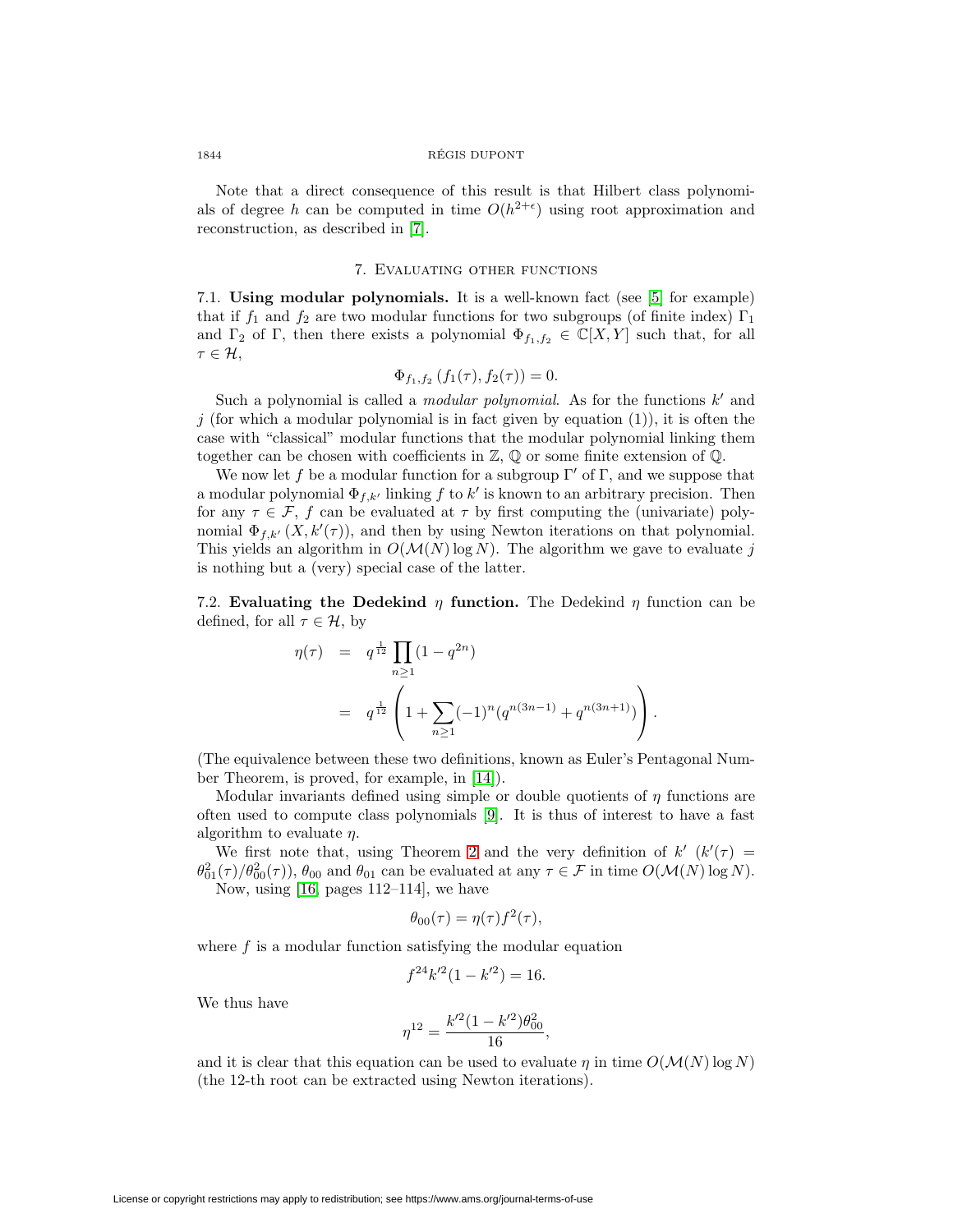Note that a direct consequence of this result is that Hilbert class polynomials of degree $h$ can be computed in time $O(h^{2+\epsilon})$ using root approximation and reconstruction, as described in [7].

## 7. Evaluating other functions

7.1. **Using modular polynomials.** It is a well-known fact (see [5] for example) that if $f_1$ and $f_2$ are two modular functions for two subgroups (of finite index) $\Gamma_1$ and $\Gamma_2$ of $\Gamma$, then there exists a polynomial $\Phi_{f_1,f_2} \in \mathbb{C}[X,Y]$ such that, for all $\tau \in \mathcal{H}$,

$$\Phi_{f_1,f_2}\left(f_1(\tau), f_2(\tau)\right) = 0.$$

Such a polynomial is called a *modular polynomial*. As for the functions $k'$ and $j$ (for which a modular polynomial is in fact given by equation (1)), it is often the case with "classical" modular functions that the modular polynomial linking them together can be chosen with coefficients in $\mathbb{Z}$, $\mathbb{Q}$ or some finite extension of $\mathbb{Q}$.

We now let $f$ be a modular function for a subgroup $\Gamma'$ of $\Gamma$, and we suppose that a modular polynomial $\Phi_{f,k'}$ linking $f$ to $k'$ is known to an arbitrary precision. Then for any $\tau \in \mathcal{F}$, $f$ can be evaluated at $\tau$ by first computing the (univariate) polynomial $\Phi_{f,k'}\left(X, k'(\tau)\right)$, and then by using Newton iterations on that polynomial. This yields an algorithm in $O(\mathcal{M}(N)\log N)$. The algorithm we gave to evaluate $j$ is nothing but a (very) special case of the latter.

7.2. **Evaluating the Dedekind $\eta$ function.** The Dedekind $\eta$ function can be defined, for all $\tau \in \mathcal{H}$, by

$$\begin{aligned}
\eta(\tau) &= q^{\frac{1}{12}} \prod_{n \geq 1} (1 - q^{2n}) \\
&= q^{\frac{1}{12}} \left( 1 + \sum_{n \geq 1} (-1)^n (q^{n(3n-1)} + q^{n(3n+1)}) \right).
\end{aligned}$$

(The equivalence between these two definitions, known as Euler's Pentagonal Number Theorem, is proved, for example, in [14]).

Modular invariants defined using simple or double quotients of $\eta$ functions are often used to compute class polynomials [9]. It is thus of interest to have a fast algorithm to evaluate $\eta$.

We first note that, using Theorem 2 and the very definition of $k'$ ($k'(\tau) = \theta_{01}^2(\tau)/\theta_{00}^2(\tau)$), $\theta_{00}$ and $\theta_{01}$ can be evaluated at any $\tau \in \mathcal{F}$ in time $O(\mathcal{M}(N)\log N)$.

Now, using [16, pages 112–114], we have

$$\theta_{00}(\tau) = \eta(\tau) f^2(\tau),$$

where $f$ is a modular function satisfying the modular equation

$$f^{24} k'^2 (1 - k'^2) = 16.$$

We thus have

$$\eta^{12} = \frac{k'^2 (1 - k'^2) \theta_{00}^2}{16},$$

and it is clear that this equation can be used to evaluate $\eta$ in time $O(\mathcal{M}(N)\log N)$ (the 12-th root can be extracted using Newton iterations).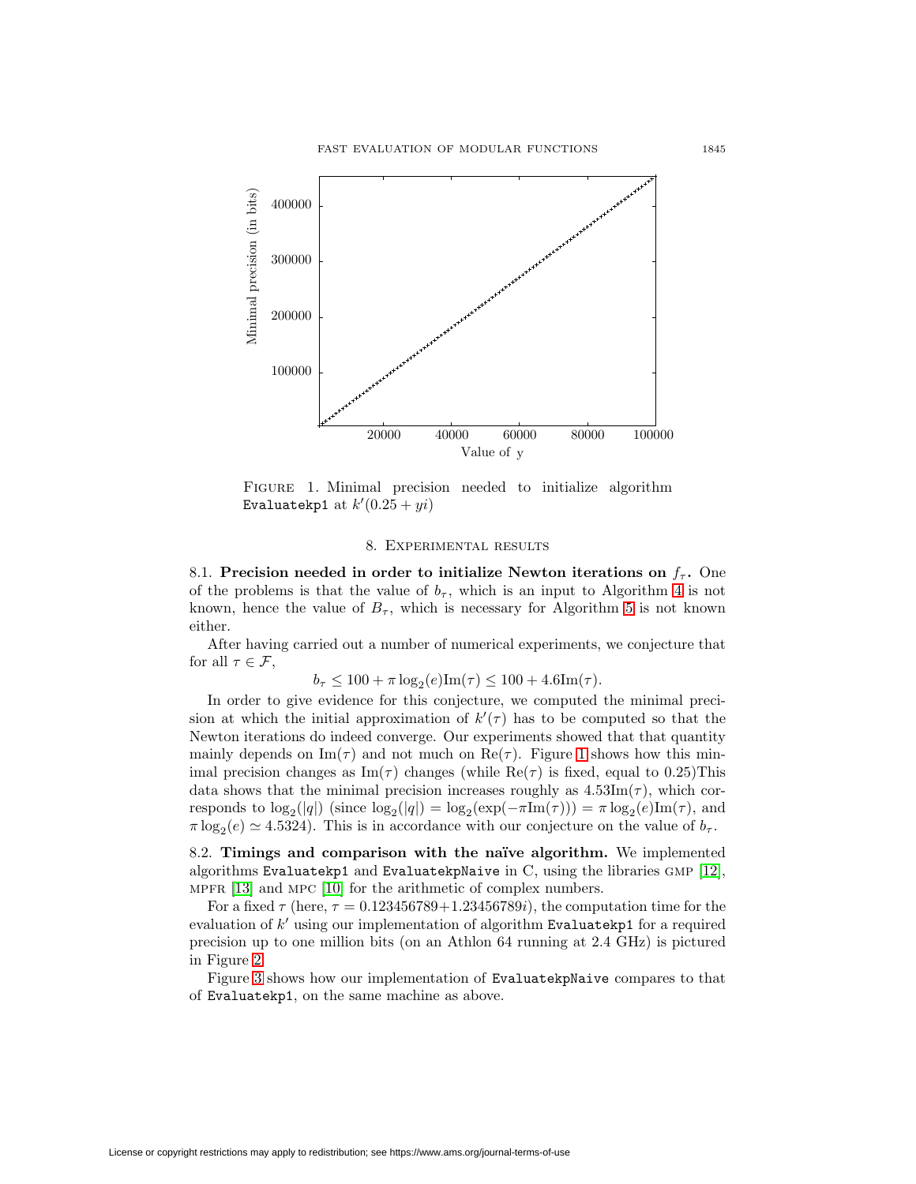FIGURE 1. Minimal precision needed to initialize algorithm Evaluatekp1 at $k'(0.25 + yi)$

## 8. Experimental results

8.1. **Precision needed in order to initialize Newton iterations on $f_\tau$.** One of the problems is that the value of $b_\tau$, which is an input to Algorithm 4 is not known, hence the value of $B_\tau$, which is necessary for Algorithm 5 is not known either.

After having carried out a number of numerical experiments, we conjecture that for all $\tau \in \mathcal{F}$,

$$b_\tau \leq 100 + \pi \log_2(e)\mathrm{Im}(\tau) \leq 100 + 4.6\mathrm{Im}(\tau).$$

In order to give evidence for this conjecture, we computed the minimal precision at which the initial approximation of $k'(\tau)$ has to be computed so that the Newton iterations do indeed converge. Our experiments showed that that quantity mainly depends on $\mathrm{Im}(\tau)$ and not much on $\mathrm{Re}(\tau)$. Figure 1 shows how this minimal precision changes as $\mathrm{Im}(\tau)$ changes (while $\mathrm{Re}(\tau)$ is fixed, equal to 0.25)This data shows that the minimal precision increases roughly as $4.53\mathrm{Im}(\tau)$, which corresponds to $\log_2(|q|)$ (since $\log_2(|q|) = \log_2(\exp(-\pi\mathrm{Im}(\tau))) = \pi \log_2(e)\mathrm{Im}(\tau)$, and $\pi \log_2(e) \simeq 4.5324$). This is in accordance with our conjecture on the value of $b_\tau$.

8.2. **Timings and comparison with the naïve algorithm.** We implemented algorithms Evaluatekp1 and EvaluatekpNaive in C, using the libraries GMP [12], MPFR [13] and MPC [10] for the arithmetic of complex numbers.

For a fixed $\tau$ (here, $\tau = 0.123456789 + 1.23456789i$), the computation time for the evaluation of $k'$ using our implementation of algorithm Evaluatekp1 for a required precision up to one million bits (on an Athlon 64 running at 2.4 GHz) is pictured in Figure 2.

Figure 3 shows how our implementation of EvaluatekpNaive compares to that of Evaluatekp1, on the same machine as above.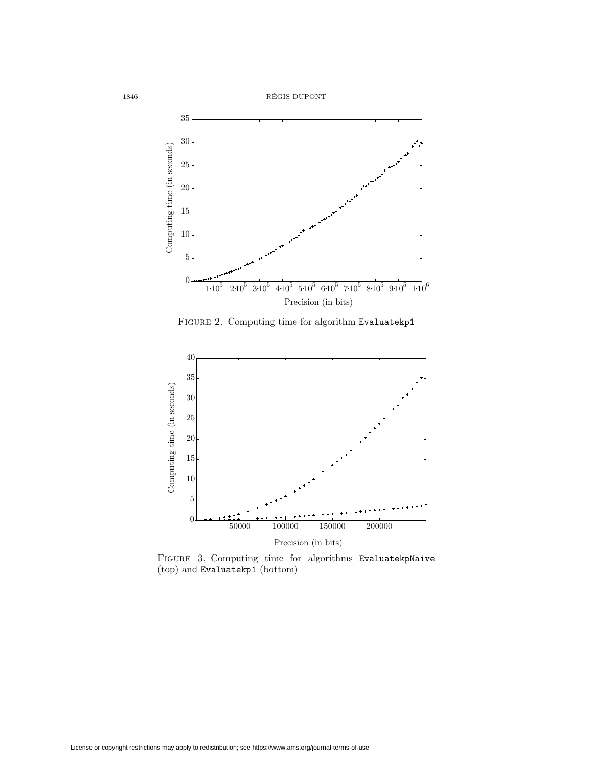Figure 2. Computing time for algorithm `Evaluatekp1`

Figure 3. Computing time for algorithms `EvaluatekpNaive` (top) and `Evaluatekp1` (bottom)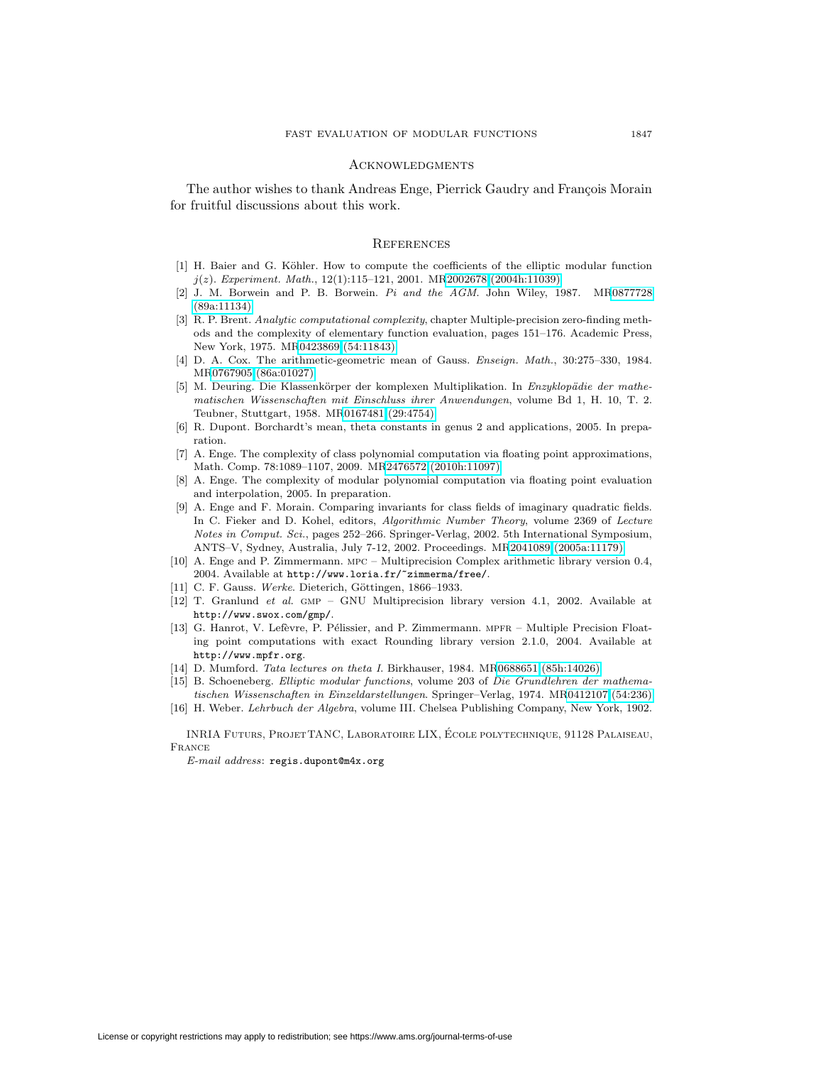## Acknowledgments

The author wishes to thank Andreas Enge, Pierrick Gaudry and François Morain for fruitful discussions about this work.

## References

[1] H. Baier and G. Köhler. How to compute the coefficients of the elliptic modular function $j(z)$. *Experiment. Math.*, 12(1):115–121, 2001. MR2002678 (2004h:11039)

[2] J. M. Borwein and P. B. Borwein. *Pi and the AGM*. John Wiley, 1987. MR0877728 (89a:11134)

[3] R. P. Brent. *Analytic computational complexity*, chapter Multiple-precision zero-finding methods and the complexity of elementary function evaluation, pages 151–176. Academic Press, New York, 1975. MR0423869 (54:11843)

[4] D. A. Cox. The arithmetic-geometric mean of Gauss. *Enseign. Math.*, 30:275–330, 1984. MR0767905 (86a:01027)

[5] M. Deuring. Die Klassenkörper der komplexen Multiplikation. In *Enzyklopädie der mathematischen Wissenschaften mit Einschluss ihrer Anwendungen*, volume Bd 1, H. 10, T. 2. Teubner, Stuttgart, 1958. MR0167481 (29:4754)

[6] R. Dupont. Borchardt's mean, theta constants in genus 2 and applications, 2005. In preparation.

[7] A. Enge. The complexity of class polynomial computation via floating point approximations, Math. Comp. 78:1089–1107, 2009. MR2476572 (2010h:11097)

[8] A. Enge. The complexity of modular polynomial computation via floating point evaluation and interpolation, 2005. In preparation.

[9] A. Enge and F. Morain. Comparing invariants for class fields of imaginary quadratic fields. In C. Fieker and D. Kohel, editors, *Algorithmic Number Theory*, volume 2369 of *Lecture Notes in Comput. Sci.*, pages 252–266. Springer-Verlag, 2002. 5th International Symposium, ANTS–V, Sydney, Australia, July 7-12, 2002. Proceedings. MR2041089 (2005a:11179)

[10] A. Enge and P. Zimmermann. MPC – Multiprecision Complex arithmetic library version 0.4, 2004. Available at http://www.loria.fr/~zimmerma/free/.

[11] C. F. Gauss. *Werke*. Dieterich, Göttingen, 1866–1933.

[12] T. Granlund *et al.* GMP – GNU Multiprecision library version 4.1, 2002. Available at http://www.swox.com/gmp/.

[13] G. Hanrot, V. Lefèvre, P. Pélissier, and P. Zimmermann. MPFR – Multiple Precision Floating point computations with exact Rounding library version 2.1.0, 2004. Available at http://www.mpfr.org.

[14] D. Mumford. *Tata lectures on theta I*. Birkhauser, 1984. MR0688651 (85h:14026)

[15] B. Schoeneberg. *Elliptic modular functions*, volume 203 of *Die Grundlehren der mathematischen Wissenschaften in Einzeldarstellungen*. Springer–Verlag, 1974. MR0412107 (54:236)

[16] H. Weber. *Lehrbuch der Algebra*, volume III. Chelsea Publishing Company, New York, 1902.

INRIA Futurs, Projet TANC, Laboratoire LIX, École polytechnique, 91128 Palaiseau, France

*E-mail address*: regis.dupont@m4x.org